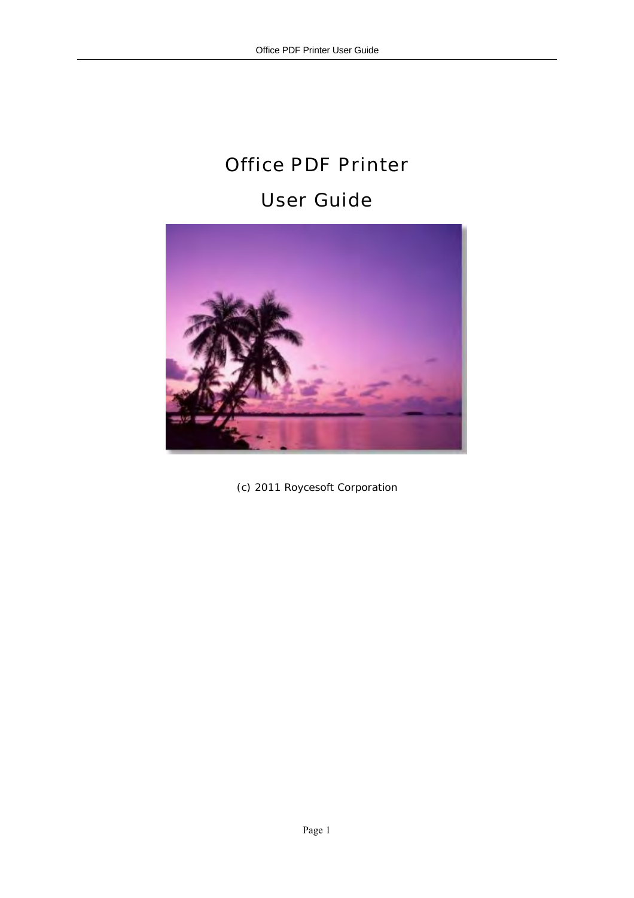# Office PDF Printer

# User Guide

(c) 2011 Roycesoft Corporation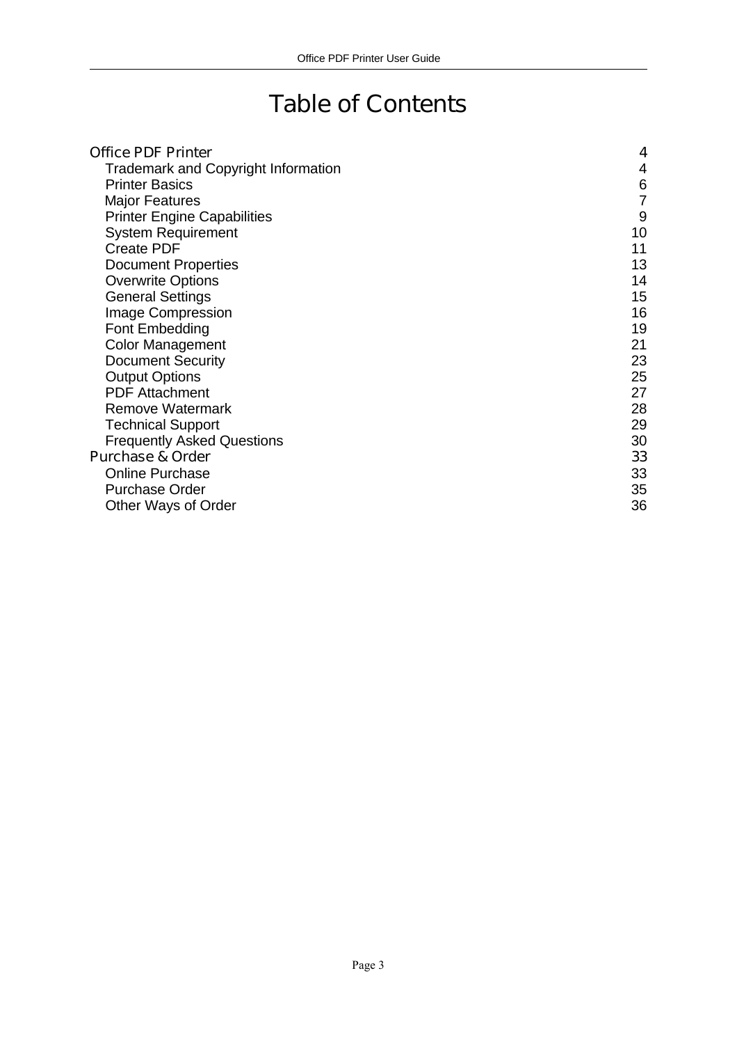# Table of Contents

| | |
|---|---|
| **Office PDF Printer** | 4 |
| Trademark and Copyright Information | 4 |
| Printer Basics | 6 |
| Major Features | 7 |
| Printer Engine Capabilities | 9 |
| System Requirement | 10 |
| Create PDF | 11 |
| Document Properties | 13 |
| Overwrite Options | 14 |
| General Settings | 15 |
| Image Compression | 16 |
| Font Embedding | 19 |
| Color Management | 21 |
| Document Security | 23 |
| Output Options | 25 |
| PDF Attachment | 27 |
| Remove Watermark | 28 |
| Technical Support | 29 |
| Frequently Asked Questions | 30 |
| **Purchase & Order** | 33 |
| Online Purchase | 33 |
| Purchase Order | 35 |
| Other Ways of Order | 36 |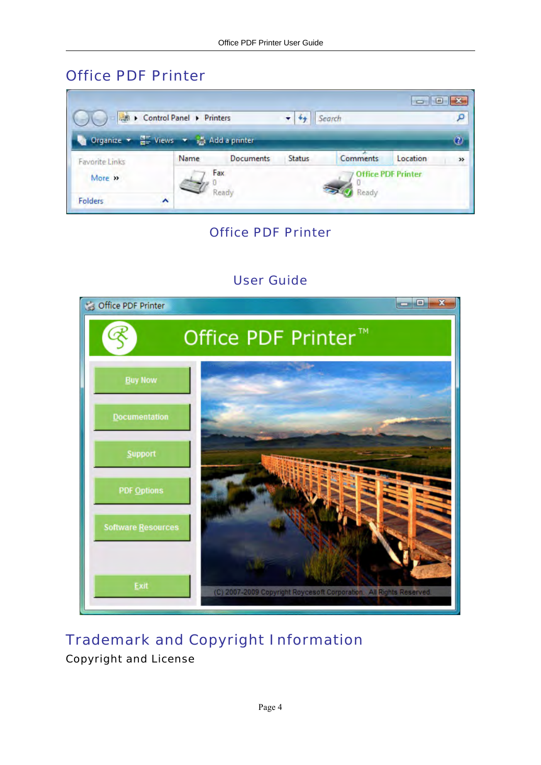# Office PDF Printer

Office PDF Printer

User Guide

# Trademark and Copyright Information

Copyright and License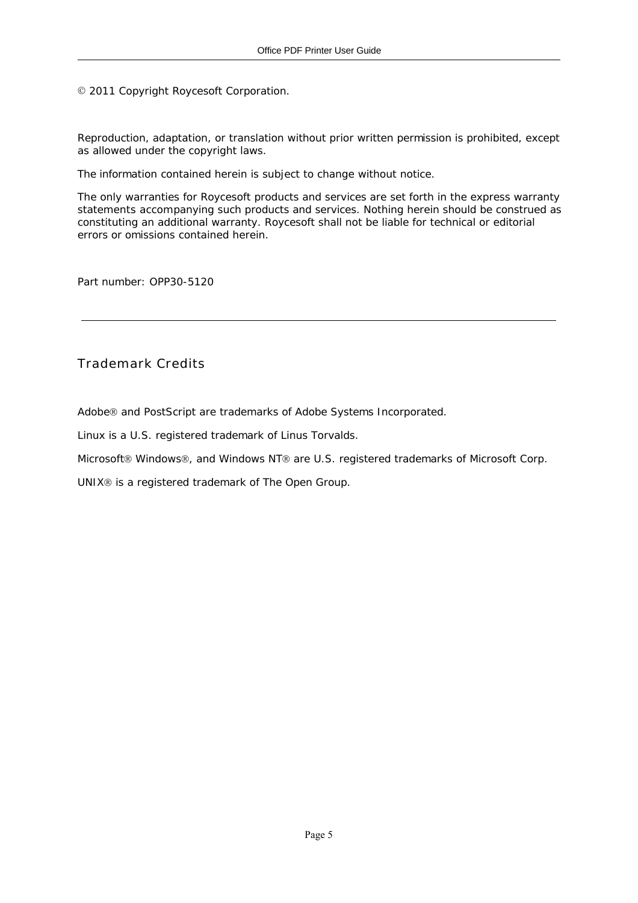© 2011 Copyright Roycesoft Corporation.

Reproduction, adaptation, or translation without prior written permission is prohibited, except as allowed under the copyright laws.

The information contained herein is subject to change without notice.

The only warranties for Roycesoft products and services are set forth in the express warranty statements accompanying such products and services. Nothing herein should be construed as constituting an additional warranty. Roycesoft shall not be liable for technical or editorial errors or omissions contained herein.

Part number: OPP30-5120

---

## Trademark Credits

Adobe® and PostScript are trademarks of Adobe Systems Incorporated.

Linux is a U.S. registered trademark of Linus Torvalds.

Microsoft® Windows®, and Windows NT® are U.S. registered trademarks of Microsoft Corp.

UNIX® is a registered trademark of The Open Group.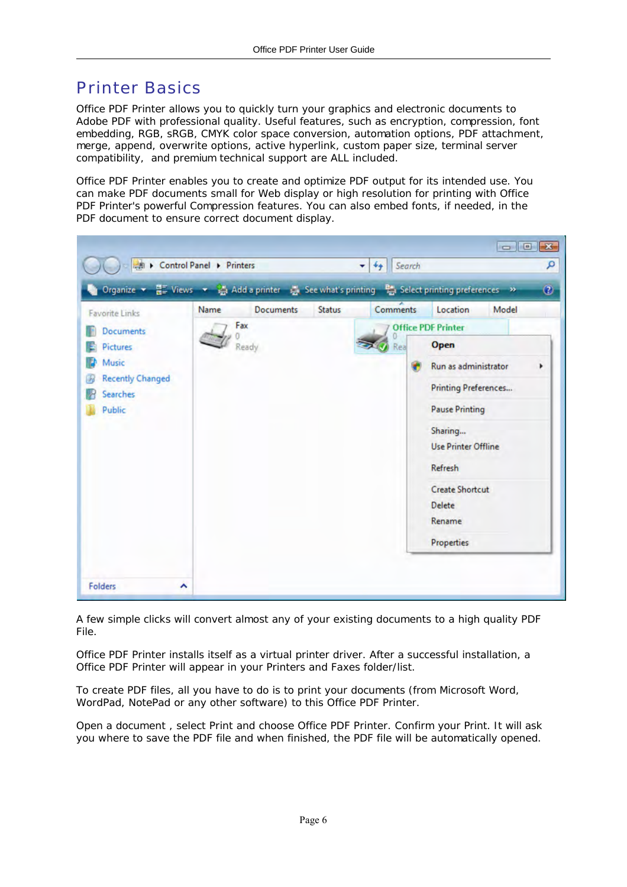# Printer Basics

Office PDF Printer allows you to quickly turn your graphics and electronic documents to Adobe PDF with professional quality. Useful features, such as encryption, compression, font embedding, RGB, sRGB, CMYK color space conversion, automation options, PDF attachment, merge, append, overwrite options, active hyperlink, custom paper size, terminal server compatibility, and premium technical support are ALL included.

Office PDF Printer enables you to create and optimize PDF output for its intended use. You can make PDF documents small for Web display or high resolution for printing with Office PDF Printer's powerful Compression features. You can also embed fonts, if needed, in the PDF document to ensure correct document display.

A few simple clicks will convert almost any of your existing documents to a high quality PDF File.

Office PDF Printer installs itself as a virtual printer driver. After a successful installation, a Office PDF Printer will appear in your Printers and Faxes folder/list.

To create PDF files, all you have to do is to print your documents (from Microsoft Word, WordPad, NotePad or any other software) to this Office PDF Printer.

Open a document , select Print and choose Office PDF Printer. Confirm your Print. It will ask you where to save the PDF file and when finished, the PDF file will be automatically opened.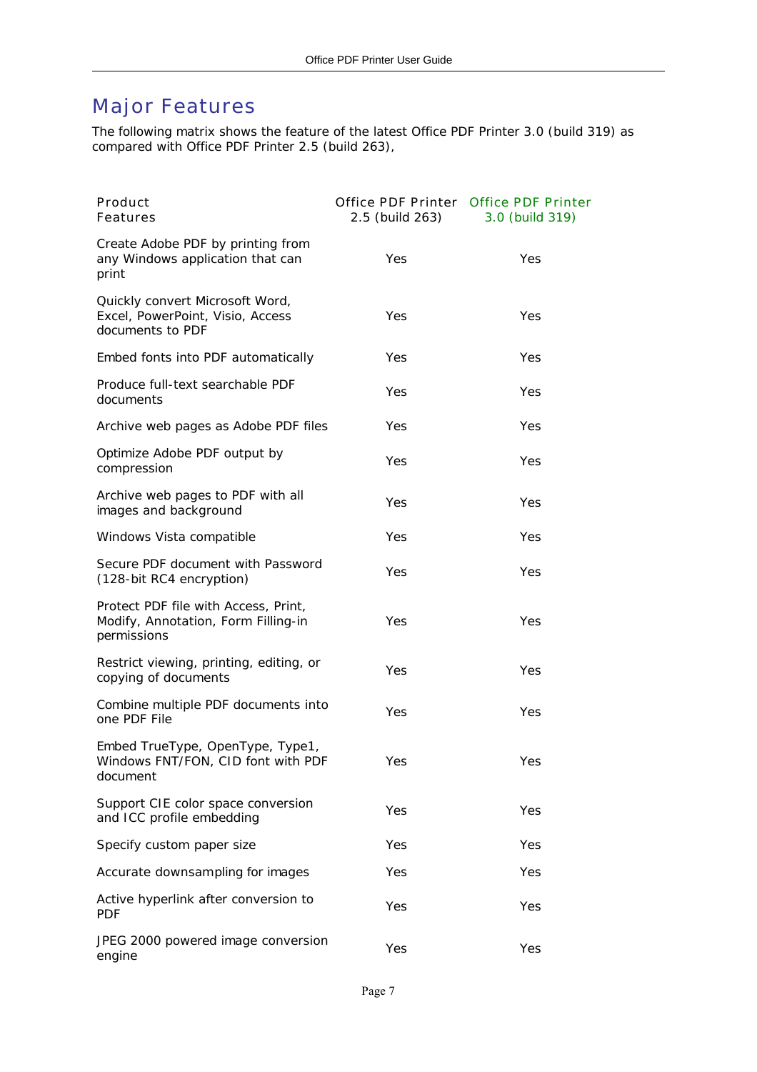# Major Features

The following matrix shows the feature of the latest Office PDF Printer 3.0 (build 319) as compared with Office PDF Printer 2.5 (build 263),

| Product Features | Office PDF Printer 2.5 (build 263) | Office PDF Printer 3.0 (build 319) |
|---|---|---|
| Create Adobe PDF by printing from any Windows application that can print | Yes | Yes |
| Quickly convert Microsoft Word, Excel, PowerPoint, Visio, Access documents to PDF | Yes | Yes |
| Embed fonts into PDF automatically | Yes | Yes |
| Produce full-text searchable PDF documents | Yes | Yes |
| Archive web pages as Adobe PDF files | Yes | Yes |
| Optimize Adobe PDF output by compression | Yes | Yes |
| Archive web pages to PDF with all images and background | Yes | Yes |
| Windows Vista compatible | Yes | Yes |
| Secure PDF document with Password (128-bit RC4 encryption) | Yes | Yes |
| Protect PDF file with Access, Print, Modify, Annotation, Form Filling-in permissions | Yes | Yes |
| Restrict viewing, printing, editing, or copying of documents | Yes | Yes |
| Combine multiple PDF documents into one PDF File | Yes | Yes |
| Embed TrueType, OpenType, Type1, Windows FNT/FON, CID font with PDF document | Yes | Yes |
| Support CIE color space conversion and ICC profile embedding | Yes | Yes |
| Specify custom paper size | Yes | Yes |
| Accurate downsampling for images | Yes | Yes |
| Active hyperlink after conversion to PDF | Yes | Yes |
| JPEG 2000 powered image conversion engine | Yes | Yes |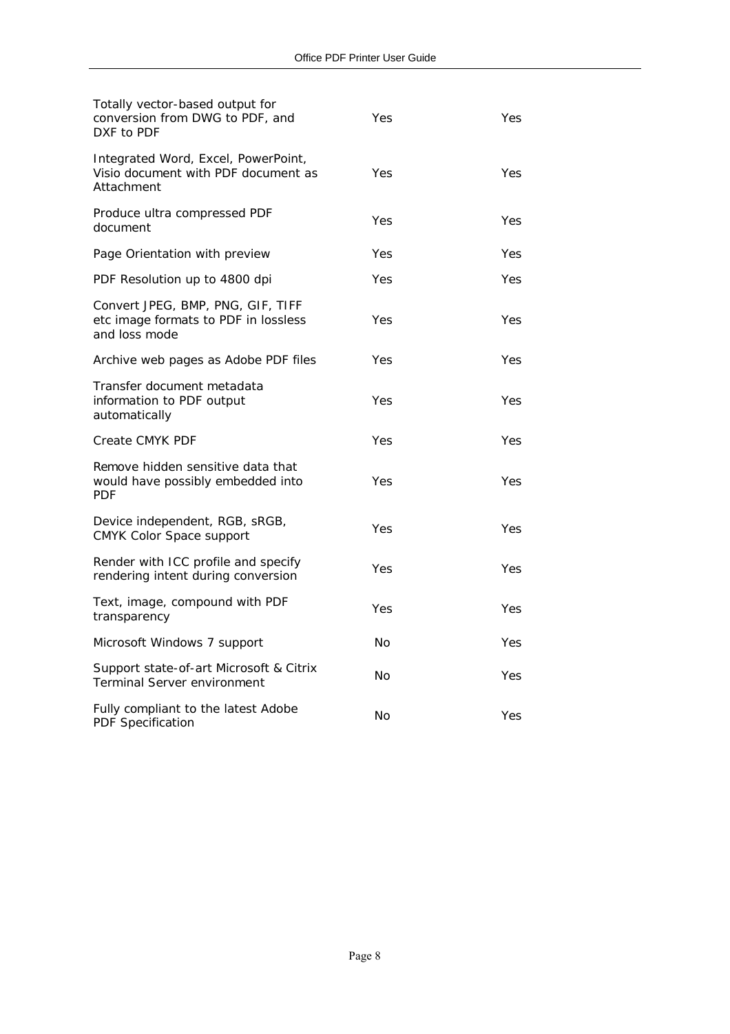| | | |
|---|---|---|
| Totally vector-based output for conversion from DWG to PDF, and DXF to PDF | Yes | Yes |
| Integrated Word, Excel, PowerPoint, Visio document with PDF document as Attachment | Yes | Yes |
| Produce ultra compressed PDF document | Yes | Yes |
| Page Orientation with preview | Yes | Yes |
| PDF Resolution up to 4800 dpi | Yes | Yes |
| Convert JPEG, BMP, PNG, GIF, TIFF etc image formats to PDF in lossless and loss mode | Yes | Yes |
| Archive web pages as Adobe PDF files | Yes | Yes |
| Transfer document metadata information to PDF output automatically | Yes | Yes |
| Create CMYK PDF | Yes | Yes |
| Remove hidden sensitive data that would have possibly embedded into PDF | Yes | Yes |
| Device independent, RGB, sRGB, CMYK Color Space support | Yes | Yes |
| Render with ICC profile and specify rendering intent during conversion | Yes | Yes |
| Text, image, compound with PDF transparency | Yes | Yes |
| Microsoft Windows 7 support | No | Yes |
| Support state-of-art Microsoft & Citrix Terminal Server environment | No | Yes |
| Fully compliant to the latest Adobe PDF Specification | No | Yes |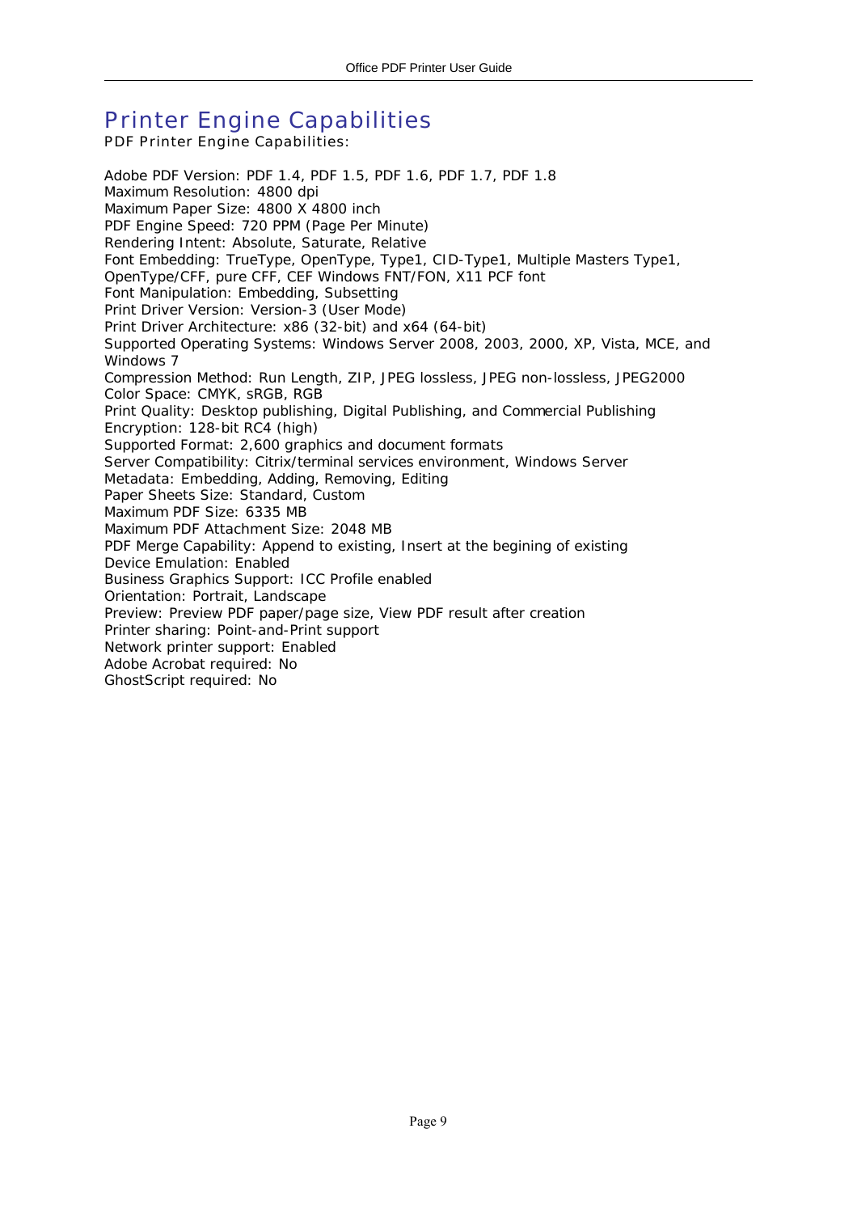# Printer Engine Capabilities

PDF Printer Engine Capabilities:

Adobe PDF Version: PDF 1.4, PDF 1.5, PDF 1.6, PDF 1.7, PDF 1.8
Maximum Resolution: 4800 dpi
Maximum Paper Size: 4800 X 4800 inch
PDF Engine Speed: 720 PPM (Page Per Minute)
Rendering Intent: Absolute, Saturate, Relative
Font Embedding: TrueType, OpenType, Type1, CID-Type1, Multiple Masters Type1, OpenType/CFF, pure CFF, CEF Windows FNT/FON, X11 PCF font
Font Manipulation: Embedding, Subsetting
Print Driver Version: Version-3 (User Mode)
Print Driver Architecture: x86 (32-bit) and x64 (64-bit)
Supported Operating Systems: Windows Server 2008, 2003, 2000, XP, Vista, MCE, and Windows 7
Compression Method: Run Length, ZIP, JPEG lossless, JPEG non-lossless, JPEG2000
Color Space: CMYK, sRGB, RGB
Print Quality: Desktop publishing, Digital Publishing, and Commercial Publishing
Encryption: 128-bit RC4 (high)
Supported Format: 2,600 graphics and document formats
Server Compatibility: Citrix/terminal services environment, Windows Server
Metadata: Embedding, Adding, Removing, Editing
Paper Sheets Size: Standard, Custom
Maximum PDF Size: 6335 MB
Maximum PDF Attachment Size: 2048 MB
PDF Merge Capability: Append to existing, Insert at the begining of existing
Device Emulation: Enabled
Business Graphics Support: ICC Profile enabled
Orientation: Portrait, Landscape
Preview: Preview PDF paper/page size, View PDF result after creation
Printer sharing: Point-and-Print support
Network printer support: Enabled
Adobe Acrobat required: No
GhostScript required: No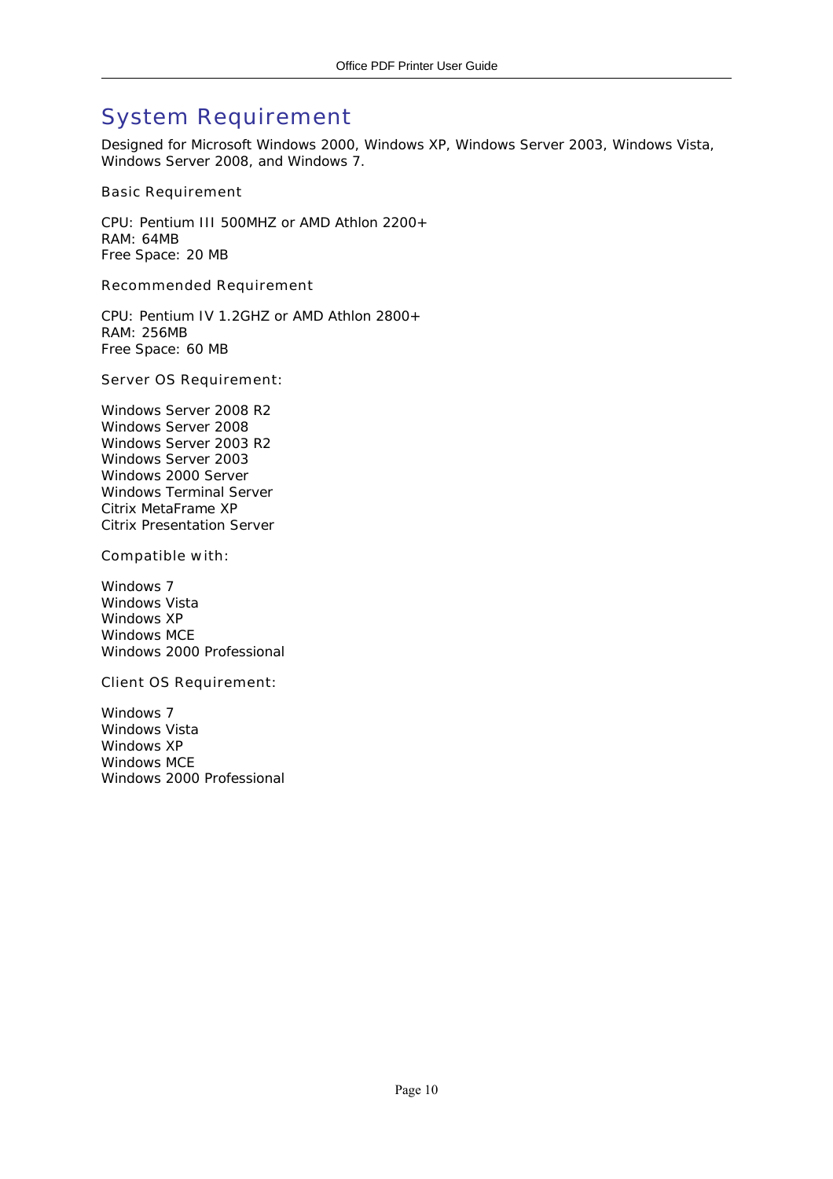# System Requirement

Designed for Microsoft Windows 2000, Windows XP, Windows Server 2003, Windows Vista, Windows Server 2008, and Windows 7.

### Basic Requirement

CPU: Pentium III 500MHZ or AMD Athlon 2200+
RAM: 64MB
Free Space: 20 MB

### Recommended Requirement

CPU: Pentium IV 1.2GHZ or AMD Athlon 2800+
RAM: 256MB
Free Space: 60 MB

### Server OS Requirement:

Windows Server 2008 R2
Windows Server 2008
Windows Server 2003 R2
Windows Server 2003
Windows 2000 Server
Windows Terminal Server
Citrix MetaFrame XP
Citrix Presentation Server

### Compatible with:

Windows 7
Windows Vista
Windows XP
Windows MCE
Windows 2000 Professional

### Client OS Requirement:

Windows 7
Windows Vista
Windows XP
Windows MCE
Windows 2000 Professional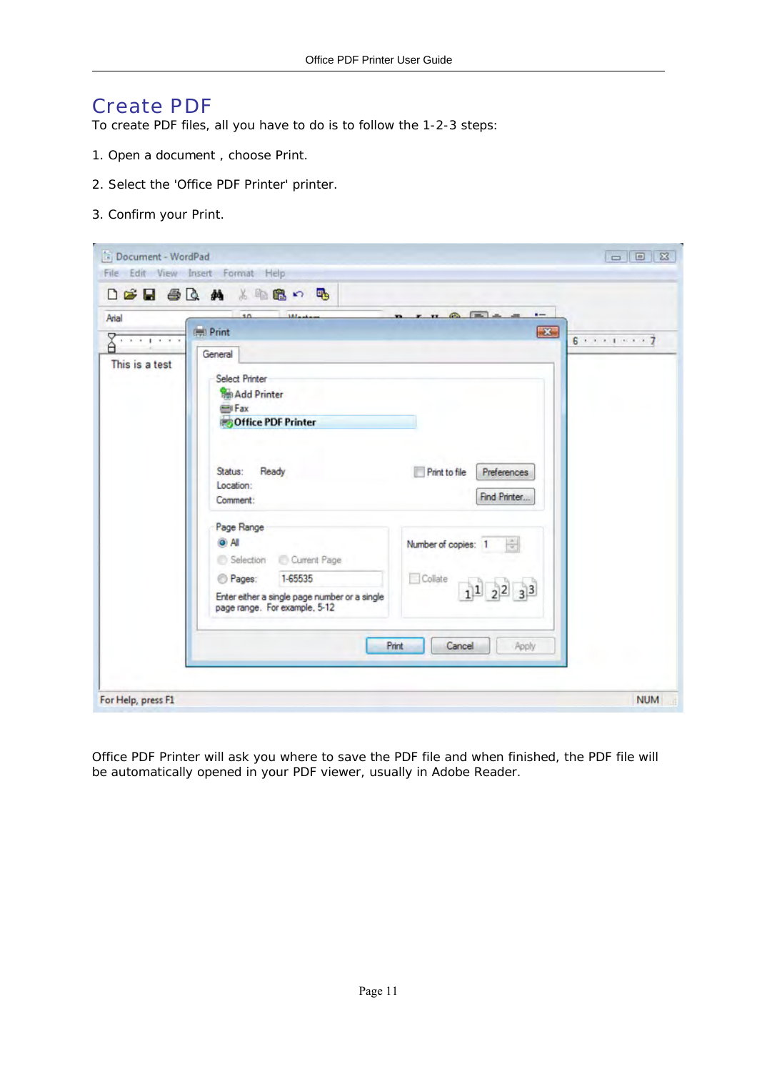# Create PDF

To create PDF files, all you have to do is to follow the 1-2-3 steps:

1. Open a document , choose Print.

2. Select the 'Office PDF Printer' printer.

3. Confirm your Print.

Office PDF Printer will ask you where to save the PDF file and when finished, the PDF file will be automatically opened in your PDF viewer, usually in Adobe Reader.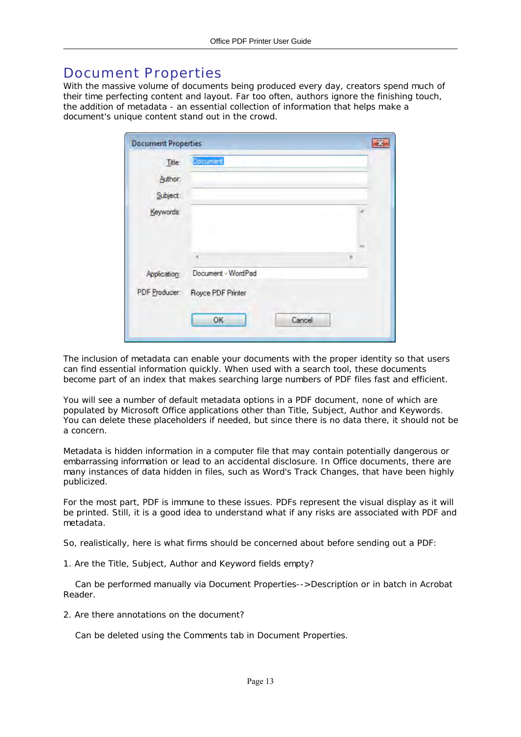# Document Properties

With the massive volume of documents being produced every day, creators spend much of their time perfecting content and layout. Far too often, authors ignore the finishing touch, the addition of metadata - an essential collection of information that helps make a document's unique content stand out in the crowd.

The inclusion of metadata can enable your documents with the proper identity so that users can find essential information quickly. When used with a search tool, these documents become part of an index that makes searching large numbers of PDF files fast and efficient.

You will see a number of default metadata options in a PDF document, none of which are populated by Microsoft Office applications other than Title, Subject, Author and Keywords. You can delete these placeholders if needed, but since there is no data there, it should not be a concern.

Metadata is hidden information in a computer file that may contain potentially dangerous or embarrassing information or lead to an accidental disclosure. In Office documents, there are many instances of data hidden in files, such as Word's Track Changes, that have been highly publicized.

For the most part, PDF is immune to these issues. PDFs represent the visual display as it will be printed. Still, it is a good idea to understand what if any risks are associated with PDF and metadata.

So, realistically, here is what firms should be concerned about before sending out a PDF:

1. Are the Title, Subject, Author and Keyword fields empty?

   Can be performed manually via Document Properties-->Description or in batch in Acrobat Reader.

2. Are there annotations on the document?

   Can be deleted using the Comments tab in Document Properties.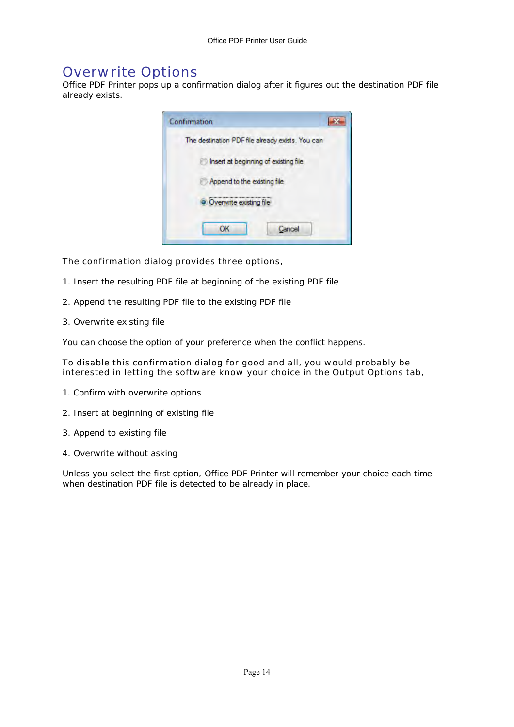# Overwrite Options

Office PDF Printer pops up a confirmation dialog after it figures out the destination PDF file already exists.

The confirmation dialog provides three options,

1. Insert the resulting PDF file at beginning of the existing PDF file

2. Append the resulting PDF file to the existing PDF file

3. Overwrite existing file

You can choose the option of your preference when the conflict happens.

To disable this confirmation dialog for good and all, you would probably be interested in letting the software know your choice in the Output Options tab,

1. Confirm with overwrite options

2. Insert at beginning of existing file

3. Append to existing file

4. Overwrite without asking

Unless you select the first option, Office PDF Printer will remember your choice each time when destination PDF file is detected to be already in place.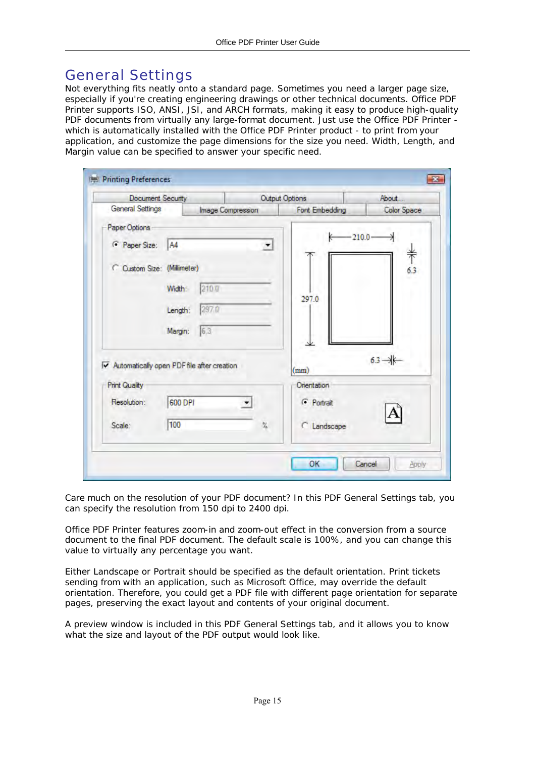# General Settings

Not everything fits neatly onto a standard page. Sometimes you need a larger page size, especially if you're creating engineering drawings or other technical documents. Office PDF Printer supports ISO, ANSI, JSI, and ARCH formats, making it easy to produce high-quality PDF documents from virtually any large-format document. Just use the Office PDF Printer - which is automatically installed with the Office PDF Printer product - to print from your application, and customize the page dimensions for the size you need. Width, Length, and Margin value can be specified to answer your specific need.

Care much on the resolution of your PDF document? In this PDF General Settings tab, you can specify the resolution from 150 dpi to 2400 dpi.

Office PDF Printer features zoom-in and zoom-out effect in the conversion from a source document to the final PDF document. The default scale is 100%, and you can change this value to virtually any percentage you want.

Either Landscape or Portrait should be specified as the default orientation. Print tickets sending from with an application, such as Microsoft Office, may override the default orientation. Therefore, you could get a PDF file with different page orientation for separate pages, preserving the exact layout and contents of your original document.

A preview window is included in this PDF General Settings tab, and it allows you to know what the size and layout of the PDF output would look like.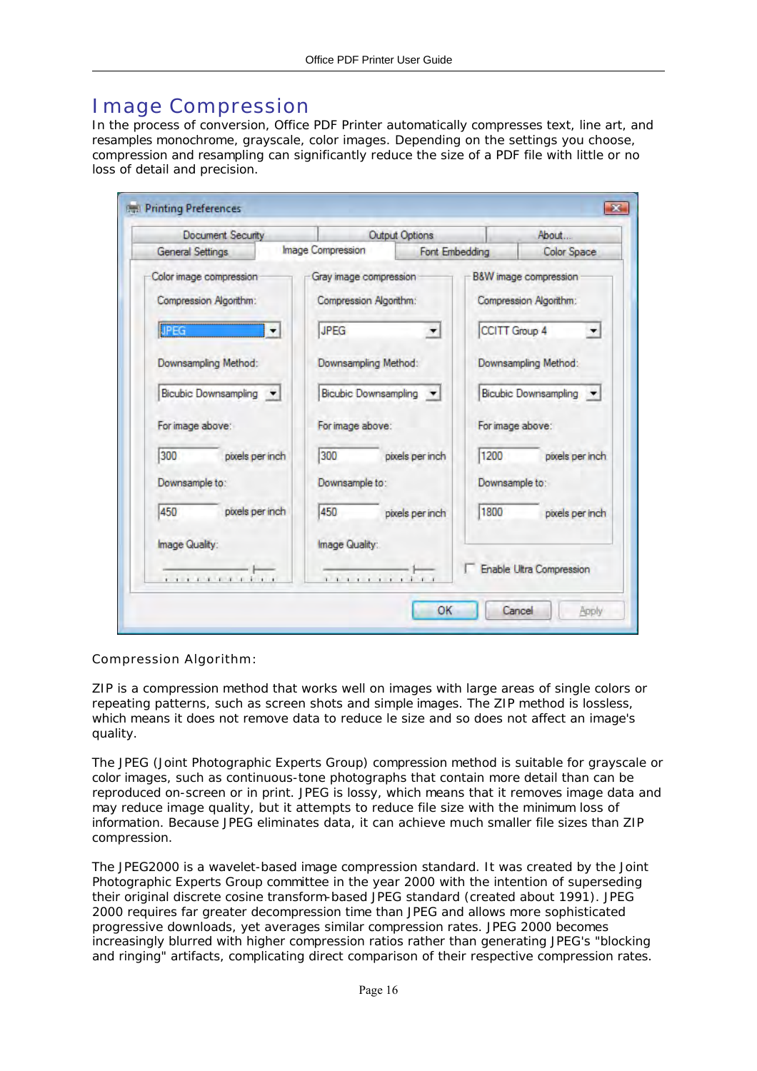# Image Compression

In the process of conversion, Office PDF Printer automatically compresses text, line art, and resamples monochrome, grayscale, color images. Depending on the settings you choose, compression and resampling can significantly reduce the size of a PDF file with little or no loss of detail and precision.

Compression Algorithm:

ZIP is a compression method that works well on images with large areas of single colors or repeating patterns, such as screen shots and simple images. The ZIP method is lossless, which means it does not remove data to reduce le size and so does not affect an image's quality.

The JPEG (Joint Photographic Experts Group) compression method is suitable for grayscale or color images, such as continuous-tone photographs that contain more detail than can be reproduced on-screen or in print. JPEG is lossy, which means that it removes image data and may reduce image quality, but it attempts to reduce file size with the minimum loss of information. Because JPEG eliminates data, it can achieve much smaller file sizes than ZIP compression.

The JPEG2000 is a wavelet-based image compression standard. It was created by the Joint Photographic Experts Group committee in the year 2000 with the intention of superseding their original discrete cosine transform-based JPEG standard (created about 1991). JPEG 2000 requires far greater decompression time than JPEG and allows more sophisticated progressive downloads, yet averages similar compression rates. JPEG 2000 becomes increasingly blurred with higher compression ratios rather than generating JPEG's "blocking and ringing" artifacts, complicating direct comparison of their respective compression rates.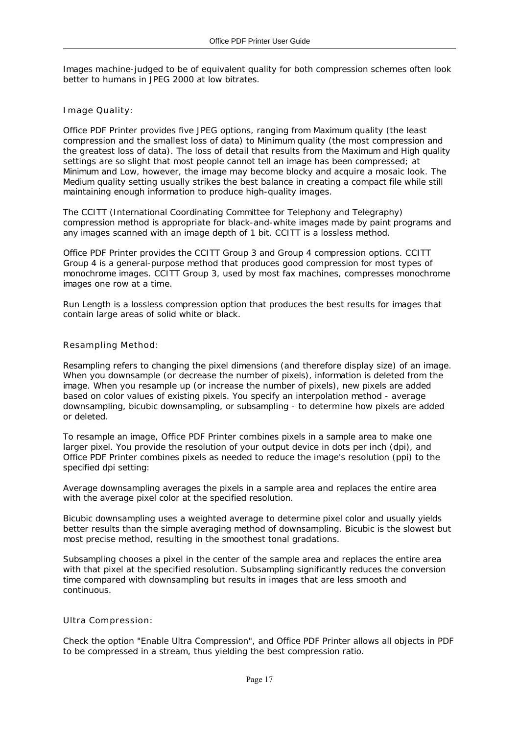Images machine-judged to be of equivalent quality for both compression schemes often look better to humans in JPEG 2000 at low bitrates.

### Image Quality:

Office PDF Printer provides five JPEG options, ranging from Maximum quality (the least compression and the smallest loss of data) to Minimum quality (the most compression and the greatest loss of data). The loss of detail that results from the Maximum and High quality settings are so slight that most people cannot tell an image has been compressed; at Minimum and Low, however, the image may become blocky and acquire a mosaic look. The Medium quality setting usually strikes the best balance in creating a compact file while still maintaining enough information to produce high-quality images.

The CCITT (International Coordinating Committee for Telephony and Telegraphy) compression method is appropriate for black-and-white images made by paint programs and any images scanned with an image depth of 1 bit. CCITT is a lossless method.

Office PDF Printer provides the CCITT Group 3 and Group 4 compression options. CCITT Group 4 is a general-purpose method that produces good compression for most types of monochrome images. CCITT Group 3, used by most fax machines, compresses monochrome images one row at a time.

Run Length is a lossless compression option that produces the best results for images that contain large areas of solid white or black.

### Resampling Method:

Resampling refers to changing the pixel dimensions (and therefore display size) of an image. When you downsample (or decrease the number of pixels), information is deleted from the image. When you resample up (or increase the number of pixels), new pixels are added based on color values of existing pixels. You specify an interpolation method - average downsampling, bicubic downsampling, or subsampling - to determine how pixels are added or deleted.

To resample an image, Office PDF Printer combines pixels in a sample area to make one larger pixel. You provide the resolution of your output device in dots per inch (dpi), and Office PDF Printer combines pixels as needed to reduce the image's resolution (ppi) to the specified dpi setting:

Average downsampling averages the pixels in a sample area and replaces the entire area with the average pixel color at the specified resolution.

Bicubic downsampling uses a weighted average to determine pixel color and usually yields better results than the simple averaging method of downsampling. Bicubic is the slowest but most precise method, resulting in the smoothest tonal gradations.

Subsampling chooses a pixel in the center of the sample area and replaces the entire area with that pixel at the specified resolution. Subsampling significantly reduces the conversion time compared with downsampling but results in images that are less smooth and continuous.

### Ultra Compression:

Check the option "Enable Ultra Compression", and Office PDF Printer allows all objects in PDF to be compressed in a stream, thus yielding the best compression ratio.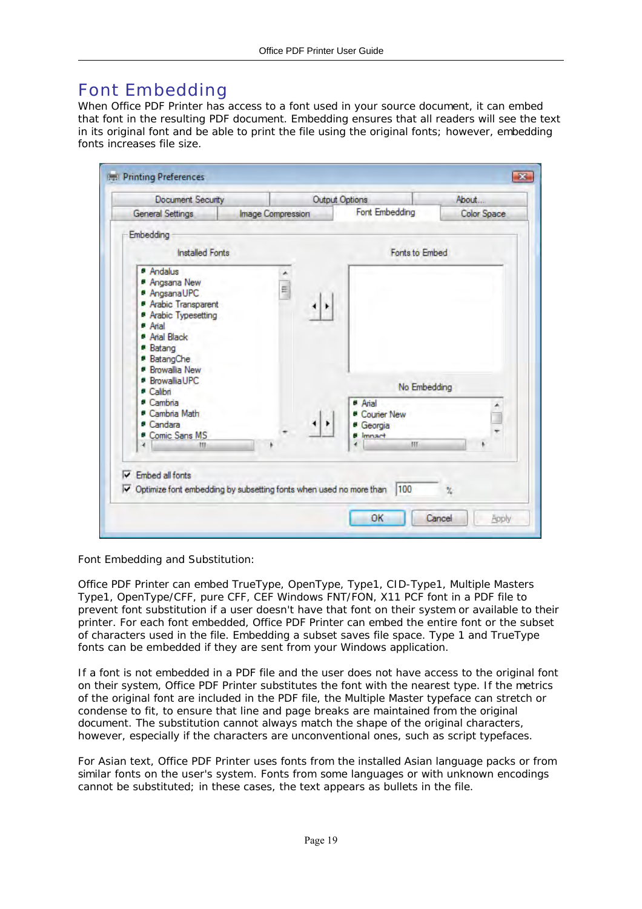# Font Embedding

When Office PDF Printer has access to a font used in your source document, it can embed that font in the resulting PDF document. Embedding ensures that all readers will see the text in its original font and be able to print the file using the original fonts; however, embedding fonts increases file size.

Font Embedding and Substitution:

Office PDF Printer can embed TrueType, OpenType, Type1, CID-Type1, Multiple Masters Type1, OpenType/CFF, pure CFF, CEF Windows FNT/FON, X11 PCF font in a PDF file to prevent font substitution if a user doesn't have that font on their system or available to their printer. For each font embedded, Office PDF Printer can embed the entire font or the subset of characters used in the file. Embedding a subset saves file space. Type 1 and TrueType fonts can be embedded if they are sent from your Windows application.

If a font is not embedded in a PDF file and the user does not have access to the original font on their system, Office PDF Printer substitutes the font with the nearest type. If the metrics of the original font are included in the PDF file, the Multiple Master typeface can stretch or condense to fit, to ensure that line and page breaks are maintained from the original document. The substitution cannot always match the shape of the original characters, however, especially if the characters are unconventional ones, such as script typefaces.

For Asian text, Office PDF Printer uses fonts from the installed Asian language packs or from similar fonts on the user's system. Fonts from some languages or with unknown encodings cannot be substituted; in these cases, the text appears as bullets in the file.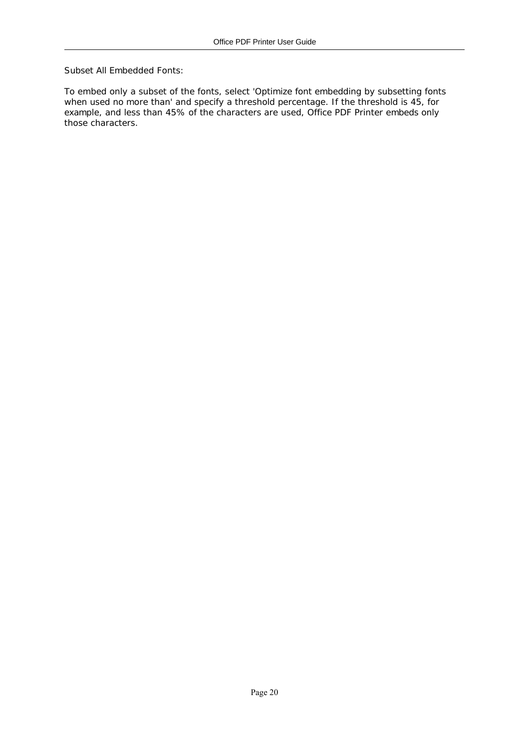Subset All Embedded Fonts:

To embed only a subset of the fonts, select 'Optimize font embedding by subsetting fonts when used no more than' and specify a threshold percentage. If the threshold is 45, for example, and less than 45% of the characters are used, Office PDF Printer embeds only those characters.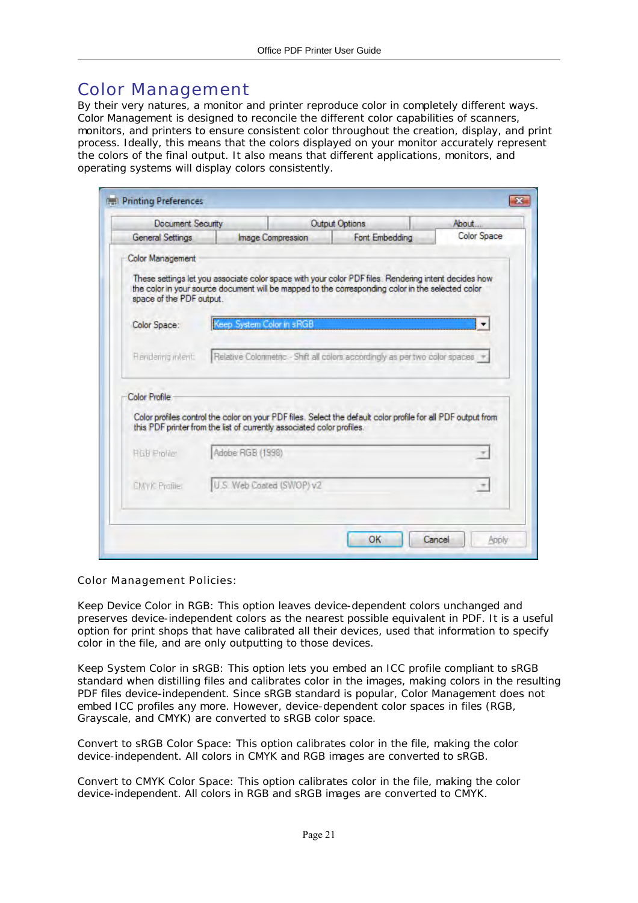# Color Management

By their very natures, a monitor and printer reproduce color in completely different ways. Color Management is designed to reconcile the different color capabilities of scanners, monitors, and printers to ensure consistent color throughout the creation, display, and print process. Ideally, this means that the colors displayed on your monitor accurately represent the colors of the final output. It also means that different applications, monitors, and operating systems will display colors consistently.

Color Management Policies:

Keep Device Color in RGB: This option leaves device-dependent colors unchanged and preserves device-independent colors as the nearest possible equivalent in PDF. It is a useful option for print shops that have calibrated all their devices, used that information to specify color in the file, and are only outputting to those devices.

Keep System Color in sRGB: This option lets you embed an ICC profile compliant to sRGB standard when distilling files and calibrates color in the images, making colors in the resulting PDF files device-independent. Since sRGB standard is popular, Color Management does not embed ICC profiles any more. However, device-dependent color spaces in files (RGB, Grayscale, and CMYK) are converted to sRGB color space.

Convert to sRGB Color Space: This option calibrates color in the file, making the color device-independent. All colors in CMYK and RGB images are converted to sRGB.

Convert to CMYK Color Space: This option calibrates color in the file, making the color device-independent. All colors in RGB and sRGB images are converted to CMYK.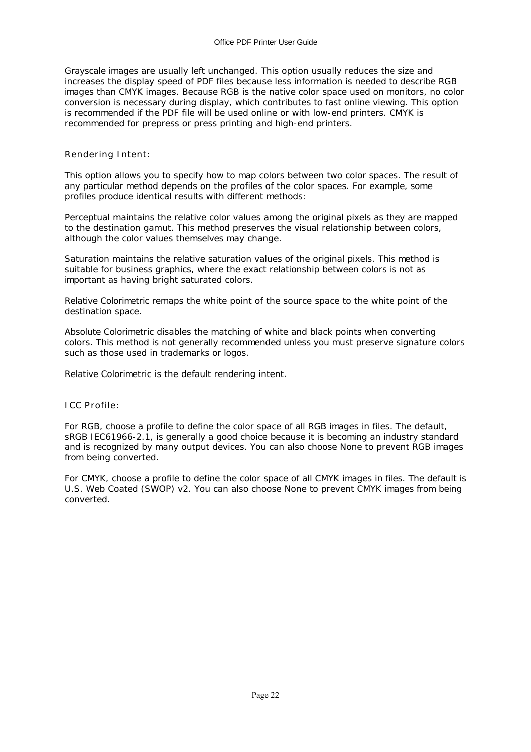Grayscale images are usually left unchanged. This option usually reduces the size and increases the display speed of PDF files because less information is needed to describe RGB images than CMYK images. Because RGB is the native color space used on monitors, no color conversion is necessary during display, which contributes to fast online viewing. This option is recommended if the PDF file will be used online or with low-end printers. CMYK is recommended for prepress or press printing and high-end printers.

### Rendering Intent:

This option allows you to specify how to map colors between two color spaces. The result of any particular method depends on the profiles of the color spaces. For example, some profiles produce identical results with different methods:

Perceptual maintains the relative color values among the original pixels as they are mapped to the destination gamut. This method preserves the visual relationship between colors, although the color values themselves may change.

Saturation maintains the relative saturation values of the original pixels. This method is suitable for business graphics, where the exact relationship between colors is not as important as having bright saturated colors.

Relative Colorimetric remaps the white point of the source space to the white point of the destination space.

Absolute Colorimetric disables the matching of white and black points when converting colors. This method is not generally recommended unless you must preserve signature colors such as those used in trademarks or logos.

Relative Colorimetric is the default rendering intent.

### ICC Profile:

For RGB, choose a profile to define the color space of all RGB images in files. The default, sRGB IEC61966-2.1, is generally a good choice because it is becoming an industry standard and is recognized by many output devices. You can also choose None to prevent RGB images from being converted.

For CMYK, choose a profile to define the color space of all CMYK images in files. The default is U.S. Web Coated (SWOP) v2. You can also choose None to prevent CMYK images from being converted.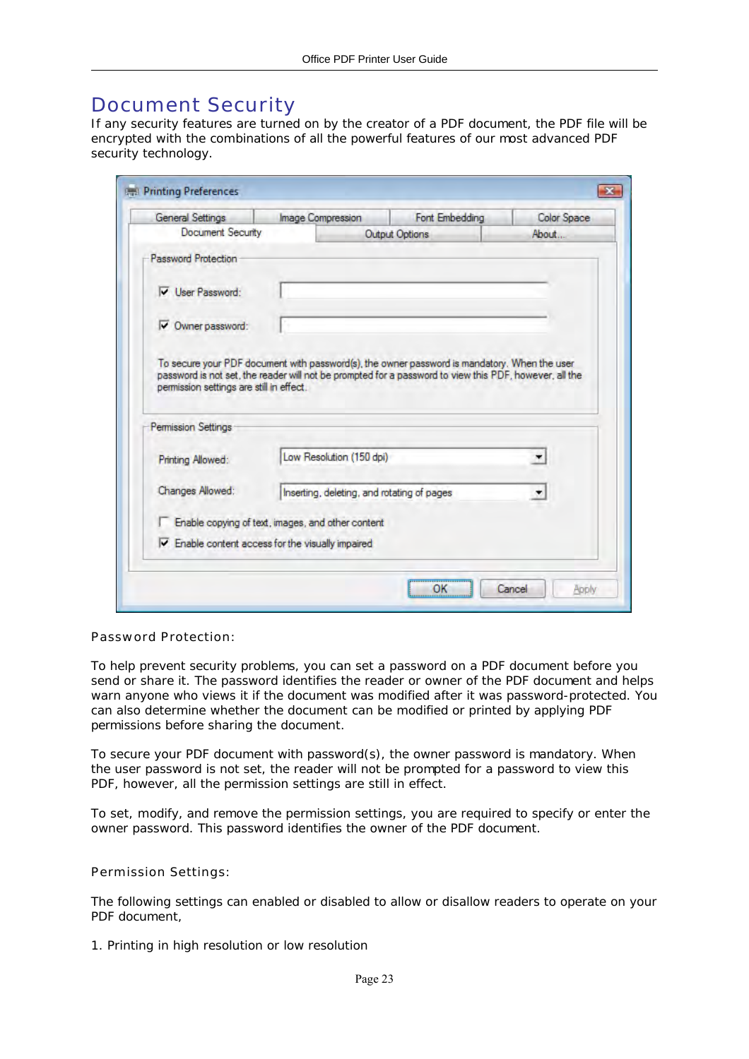# Document Security

If any security features are turned on by the creator of a PDF document, the PDF file will be encrypted with the combinations of all the powerful features of our most advanced PDF security technology.

Password Protection:

To help prevent security problems, you can set a password on a PDF document before you send or share it. The password identifies the reader or owner of the PDF document and helps warn anyone who views it if the document was modified after it was password-protected. You can also determine whether the document can be modified or printed by applying PDF permissions before sharing the document.

To secure your PDF document with password(s), the owner password is mandatory. When the user password is not set, the reader will not be prompted for a password to view this PDF, however, all the permission settings are still in effect.

To set, modify, and remove the permission settings, you are required to specify or enter the owner password. This password identifies the owner of the PDF document.

Permission Settings:

The following settings can enabled or disabled to allow or disallow readers to operate on your PDF document,

1. Printing in high resolution or low resolution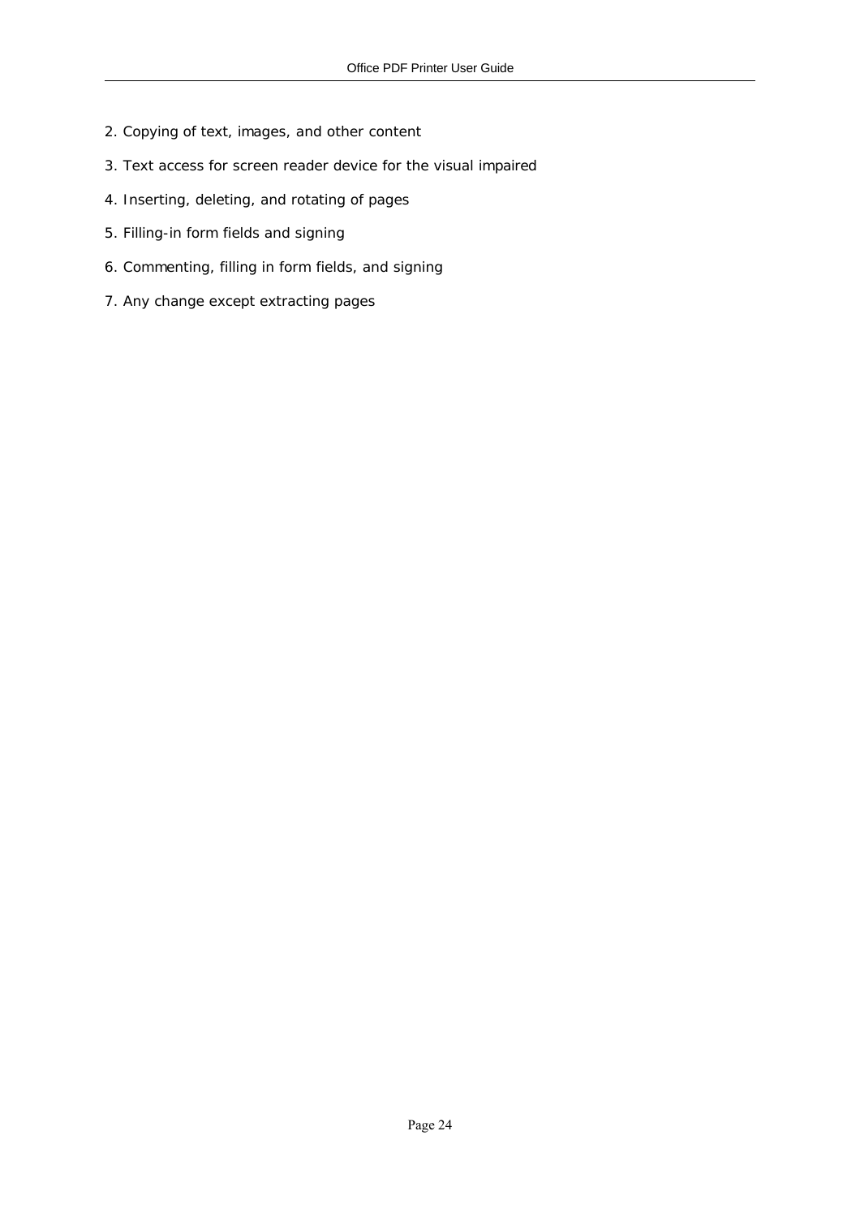2. Copying of text, images, and other content

3. Text access for screen reader device for the visual impaired

4. Inserting, deleting, and rotating of pages

5. Filling-in form fields and signing

6. Commenting, filling in form fields, and signing

7. Any change except extracting pages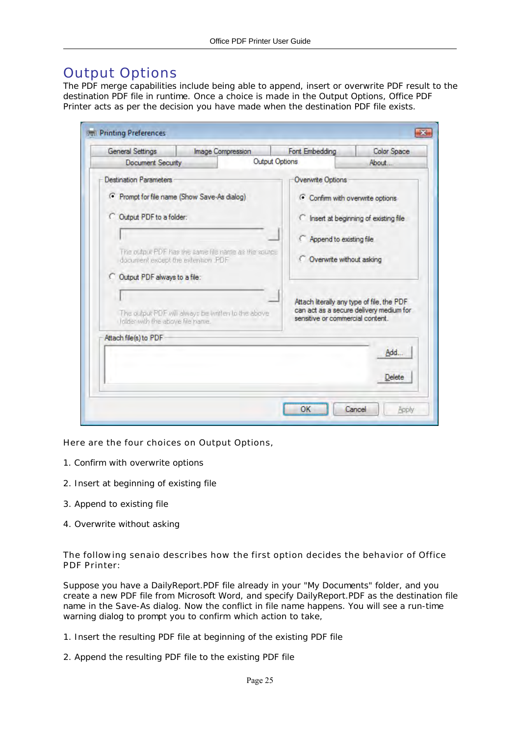# Output Options

The PDF merge capabilities include being able to append, insert or overwrite PDF result to the destination PDF file in runtime. Once a choice is made in the Output Options, Office PDF Printer acts as per the decision you have made when the destination PDF file exists.

Here are the four choices on Output Options,

1. Confirm with overwrite options
2. Insert at beginning of existing file
3. Append to existing file
4. Overwrite without asking

The following senaio describes how the first option decides the behavior of Office PDF Printer:

Suppose you have a DailyReport.PDF file already in your "My Documents" folder, and you create a new PDF file from Microsoft Word, and specify DailyReport.PDF as the destination file name in the Save-As dialog. Now the conflict in file name happens. You will see a run-time warning dialog to prompt you to confirm which action to take,

1. Insert the resulting PDF file at beginning of the existing PDF file
2. Append the resulting PDF file to the existing PDF file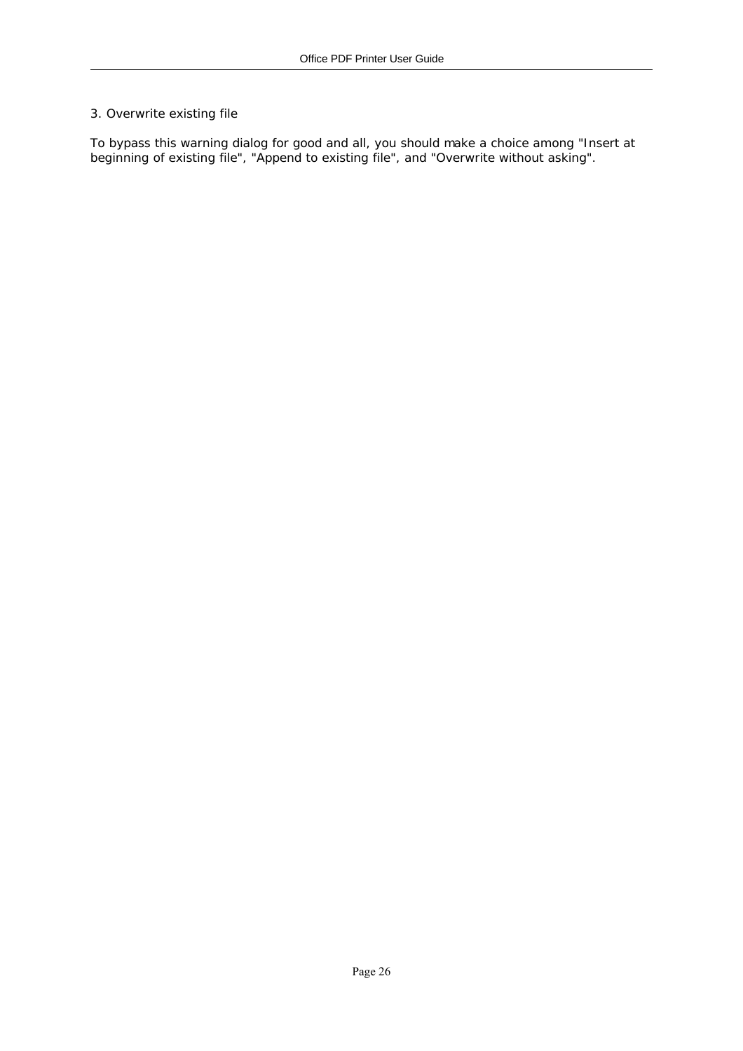3. Overwrite existing file

To bypass this warning dialog for good and all, you should make a choice among "Insert at beginning of existing file", "Append to existing file", and "Overwrite without asking".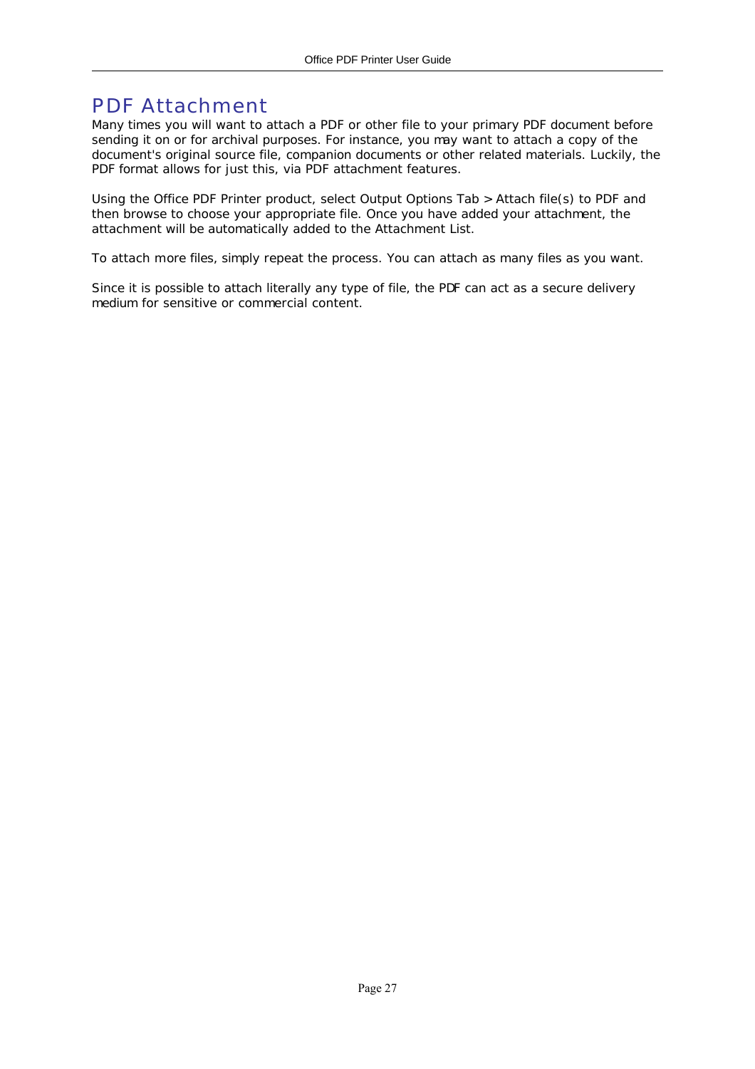# PDF Attachment

Many times you will want to attach a PDF or other file to your primary PDF document before sending it on or for archival purposes. For instance, you may want to attach a copy of the document's original source file, companion documents or other related materials. Luckily, the PDF format allows for just this, via PDF attachment features.

Using the Office PDF Printer product, select Output Options Tab > Attach file(s) to PDF and then browse to choose your appropriate file. Once you have added your attachment, the attachment will be automatically added to the Attachment List.

To attach more files, simply repeat the process. You can attach as many files as you want.

Since it is possible to attach literally any type of file, the PDF can act as a secure delivery medium for sensitive or commercial content.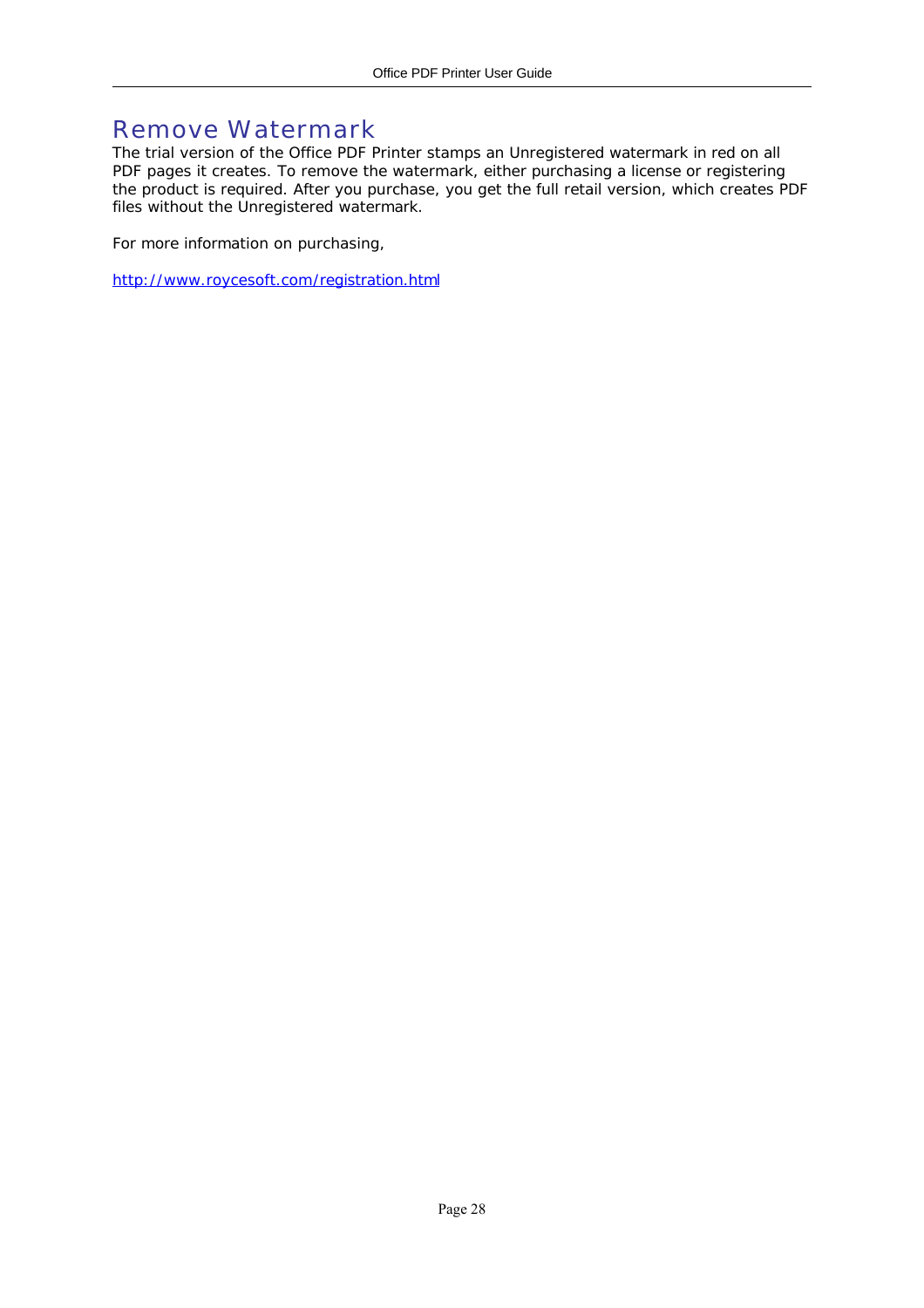# Remove Watermark

The trial version of the Office PDF Printer stamps an Unregistered watermark in red on all PDF pages it creates. To remove the watermark, either purchasing a license or registering the product is required. After you purchase, you get the full retail version, which creates PDF files without the Unregistered watermark.

For more information on purchasing,

http://www.roycesoft.com/registration.html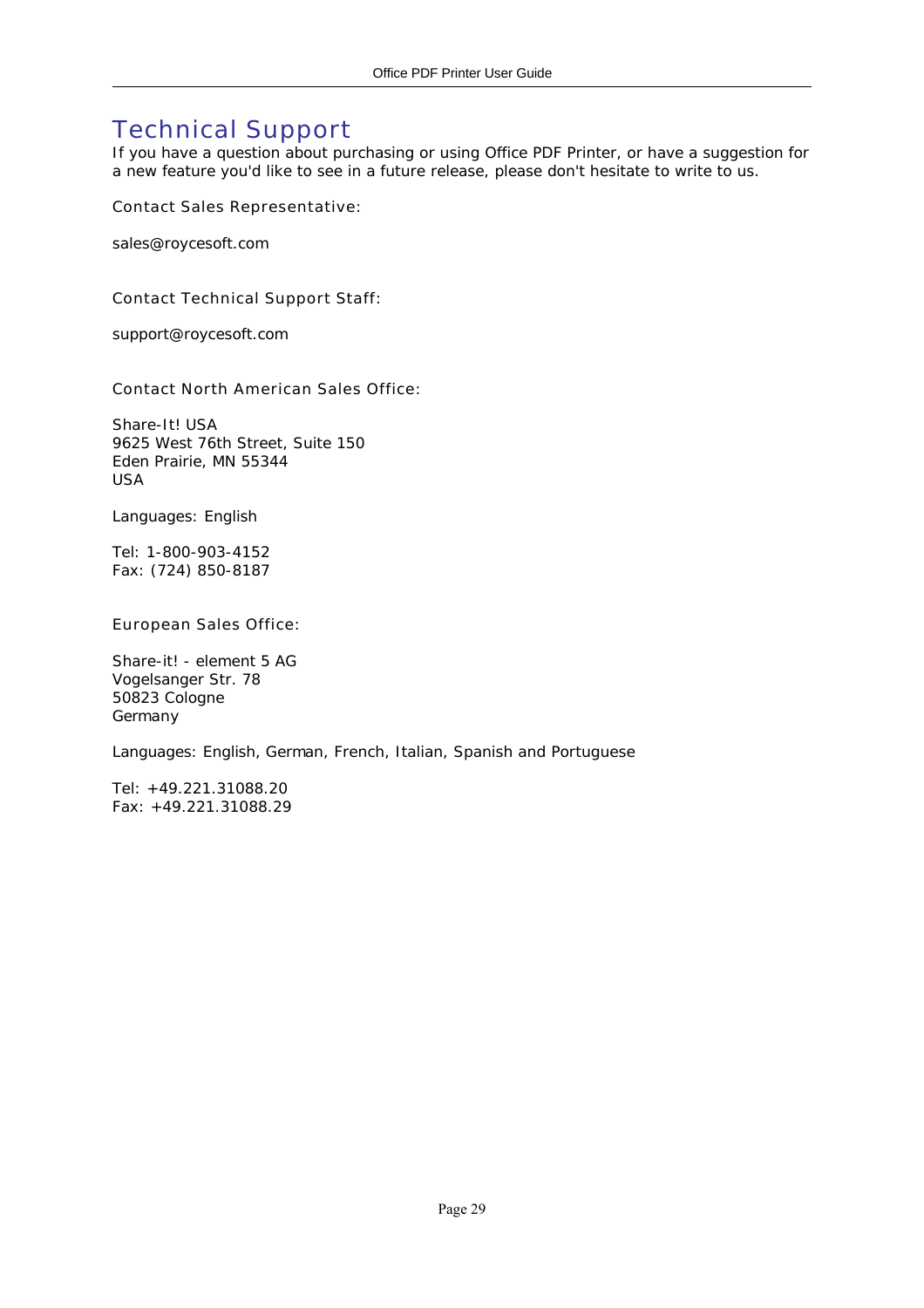# Technical Support

If you have a question about purchasing or using Office PDF Printer, or have a suggestion for a new feature you'd like to see in a future release, please don't hesitate to write to us.

Contact Sales Representative:

sales@roycesoft.com

Contact Technical Support Staff:

support@roycesoft.com

Contact North American Sales Office:

Share-It! USA
9625 West 76th Street, Suite 150
Eden Prairie, MN 55344
USA

Languages: English

Tel: 1-800-903-4152
Fax: (724) 850-8187

European Sales Office:

Share-it! - element 5 AG
Vogelsanger Str. 78
50823 Cologne
Germany

Languages: English, German, French, Italian, Spanish and Portuguese

Tel: +49.221.31088.20
Fax: +49.221.31088.29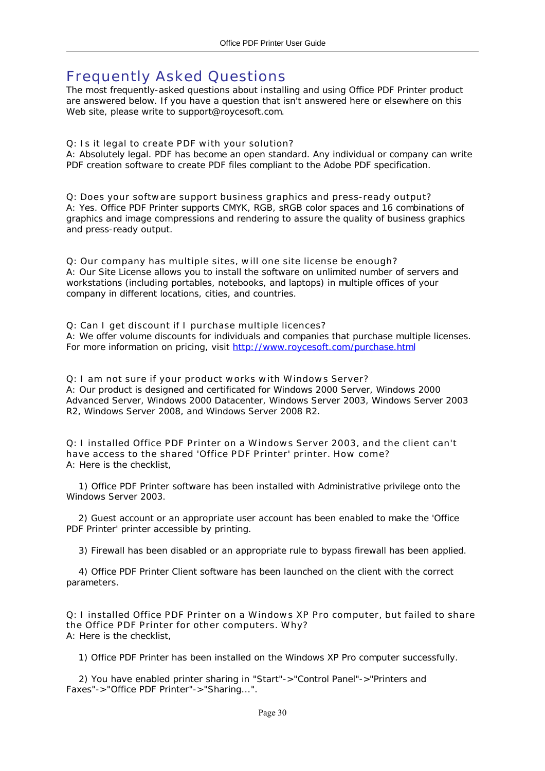# Frequently Asked Questions

The most frequently-asked questions about installing and using Office PDF Printer product are answered below. If you have a question that isn't answered here or elsewhere on this Web site, please write to support@roycesoft.com.

Q: Is it legal to create PDF with your solution?

A: Absolutely legal. PDF has become an open standard. Any individual or company can write PDF creation software to create PDF files compliant to the Adobe PDF specification.

Q: Does your software support business graphics and press-ready output?

A: Yes. Office PDF Printer supports CMYK, RGB, sRGB color spaces and 16 combinations of graphics and image compressions and rendering to assure the quality of business graphics and press-ready output.

Q: Our company has multiple sites, will one site license be enough?

A: Our Site License allows you to install the software on unlimited number of servers and workstations (including portables, notebooks, and laptops) in multiple offices of your company in different locations, cities, and countries.

Q: Can I get discount if I purchase multiple licences?

A: We offer volume discounts for individuals and companies that purchase multiple licenses. For more information on pricing, visit http://www.roycesoft.com/purchase.html

Q: I am not sure if your product works with Windows Server?

A: Our product is designed and certificated for Windows 2000 Server, Windows 2000 Advanced Server, Windows 2000 Datacenter, Windows Server 2003, Windows Server 2003 R2, Windows Server 2008, and Windows Server 2008 R2.

Q: I installed Office PDF Printer on a Windows Server 2003, and the client can't have access to the shared 'Office PDF Printer' printer. How come?

A: Here is the checklist,

1) Office PDF Printer software has been installed with Administrative privilege onto the Windows Server 2003.

2) Guest account or an appropriate user account has been enabled to make the 'Office PDF Printer' printer accessible by printing.

3) Firewall has been disabled or an appropriate rule to bypass firewall has been applied.

4) Office PDF Printer Client software has been launched on the client with the correct parameters.

Q: I installed Office PDF Printer on a Windows XP Pro computer, but failed to share the Office PDF Printer for other computers. Why?

A: Here is the checklist,

1) Office PDF Printer has been installed on the Windows XP Pro computer successfully.

2) You have enabled printer sharing in "Start"->"Control Panel"->"Printers and Faxes"->"Office PDF Printer"->"Sharing...".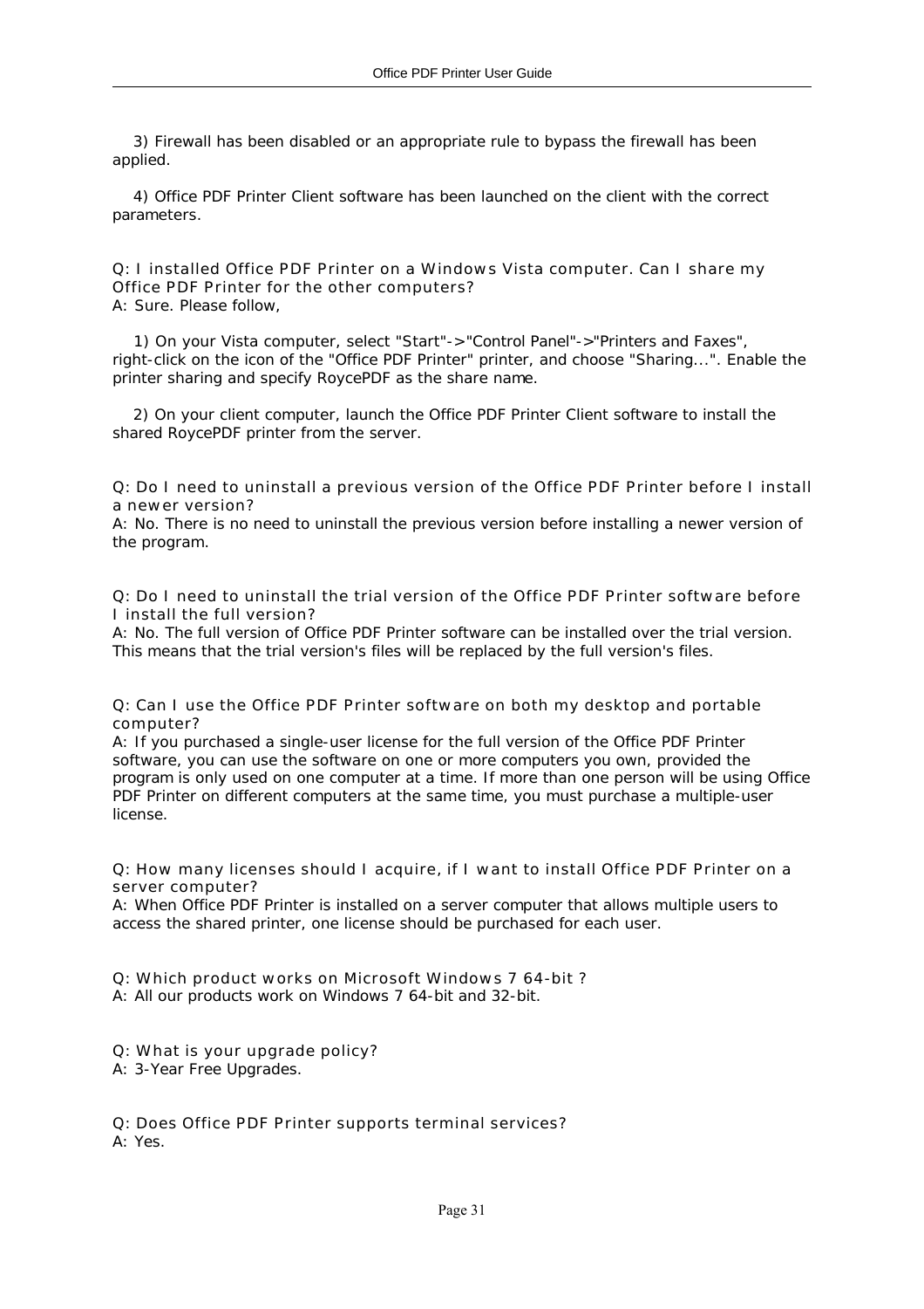3) Firewall has been disabled or an appropriate rule to bypass the firewall has been applied.

4) Office PDF Printer Client software has been launched on the client with the correct parameters.

Q: I installed Office PDF Printer on a Windows Vista computer. Can I share my Office PDF Printer for the other computers?
A: Sure. Please follow,

1) On your Vista computer, select "Start"->"Control Panel"->"Printers and Faxes", right-click on the icon of the "Office PDF Printer" printer, and choose "Sharing...". Enable the printer sharing and specify RoycePDF as the share name.

2) On your client computer, launch the Office PDF Printer Client software to install the shared RoycePDF printer from the server.

Q: Do I need to uninstall a previous version of the Office PDF Printer before I install a newer version?
A: No. There is no need to uninstall the previous version before installing a newer version of the program.

Q: Do I need to uninstall the trial version of the Office PDF Printer software before I install the full version?
A: No. The full version of Office PDF Printer software can be installed over the trial version. This means that the trial version's files will be replaced by the full version's files.

Q: Can I use the Office PDF Printer software on both my desktop and portable computer?
A: If you purchased a single-user license for the full version of the Office PDF Printer software, you can use the software on one or more computers you own, provided the program is only used on one computer at a time. If more than one person will be using Office PDF Printer on different computers at the same time, you must purchase a multiple-user license.

Q: How many licenses should I acquire, if I want to install Office PDF Printer on a server computer?
A: When Office PDF Printer is installed on a server computer that allows multiple users to access the shared printer, one license should be purchased for each user.

Q: Which product works on Microsoft Windows 7 64-bit ?
A: All our products work on Windows 7 64-bit and 32-bit.

Q: What is your upgrade policy?
A: 3-Year Free Upgrades.

Q: Does Office PDF Printer supports terminal services?
A: Yes.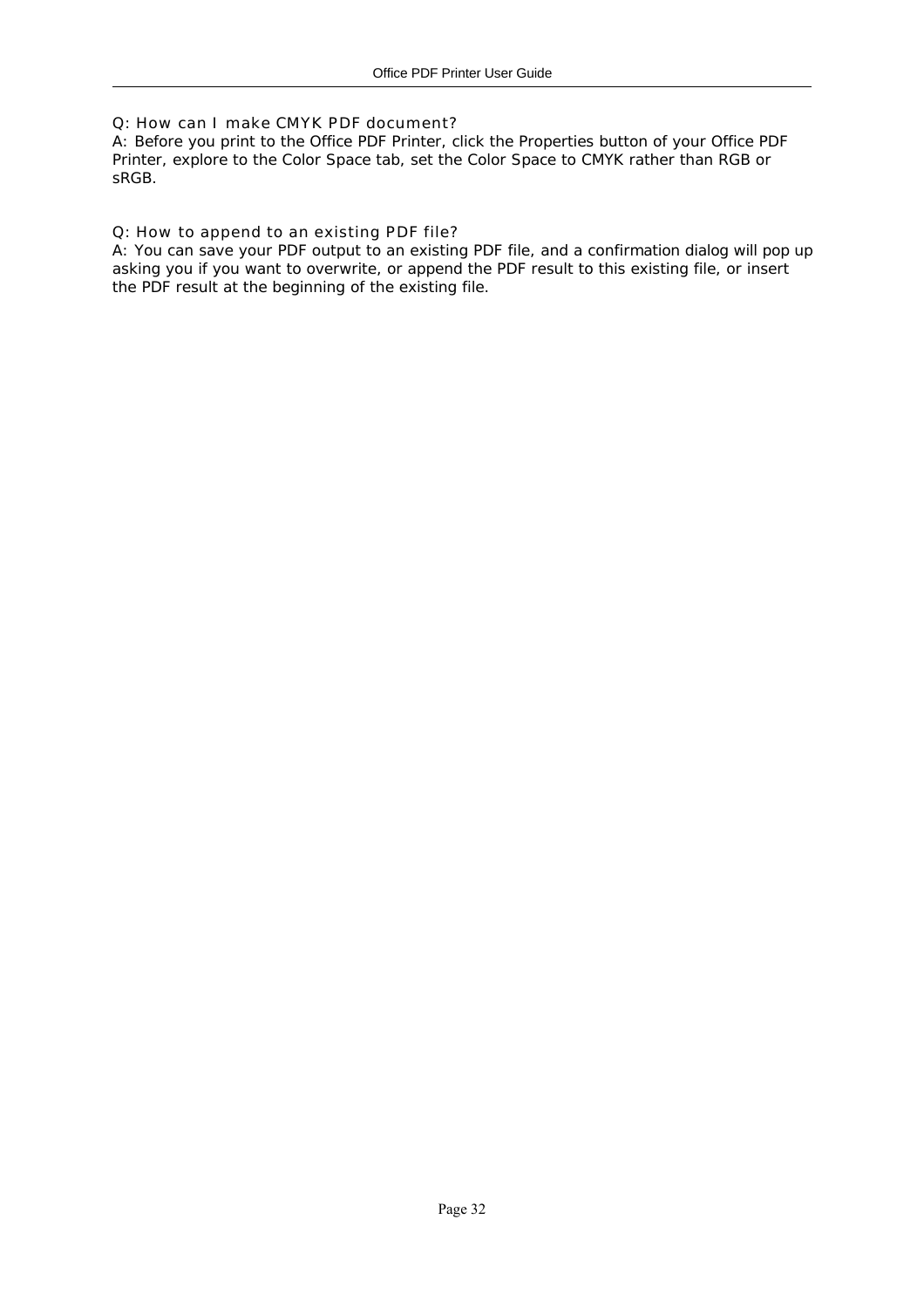Q: How can I make CMYK PDF document?

A: Before you print to the Office PDF Printer, click the Properties button of your Office PDF Printer, explore to the Color Space tab, set the Color Space to CMYK rather than RGB or sRGB.

Q: How to append to an existing PDF file?

A: You can save your PDF output to an existing PDF file, and a confirmation dialog will pop up asking you if you want to overwrite, or append the PDF result to this existing file, or insert the PDF result at the beginning of the existing file.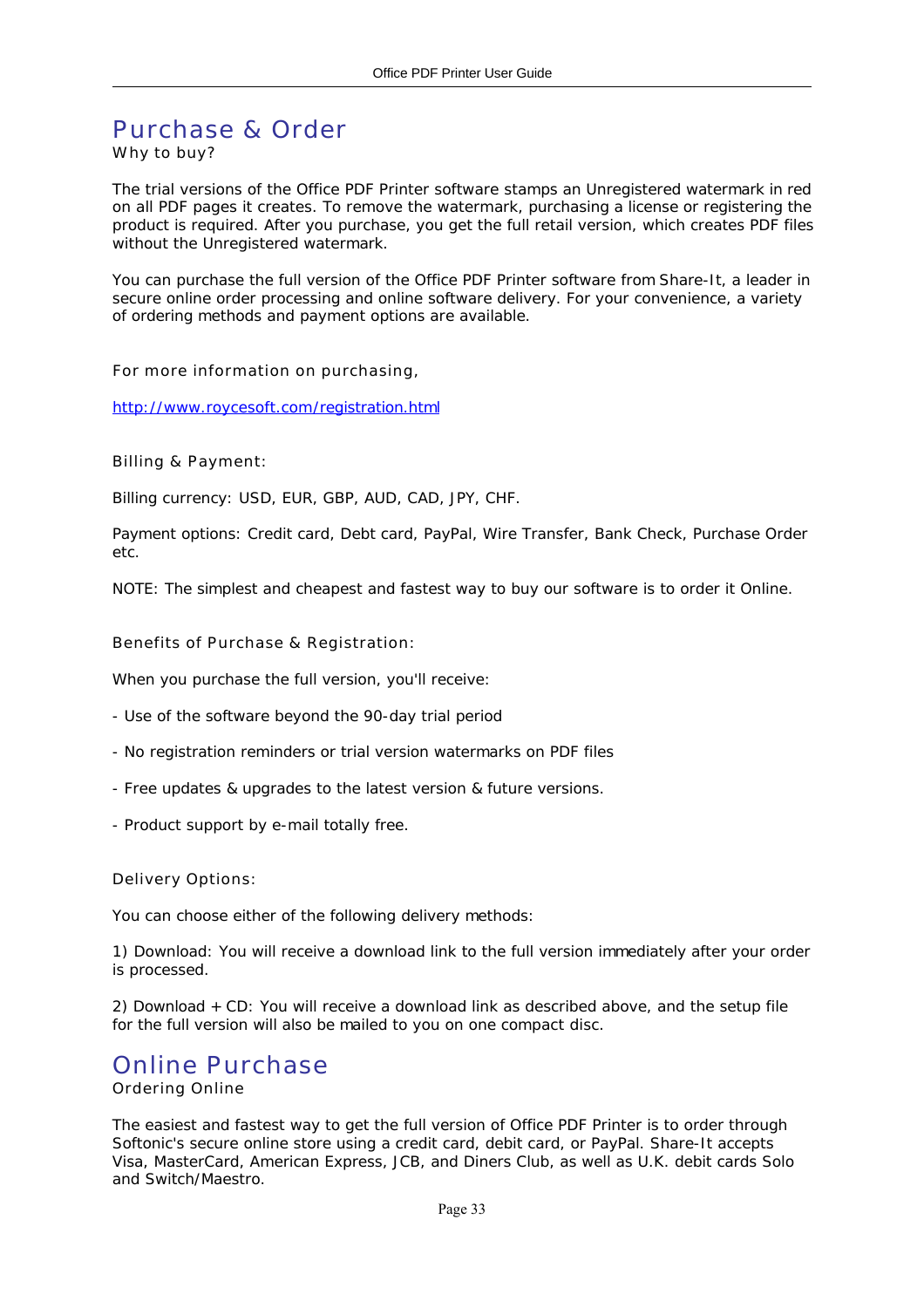# Purchase & Order

Why to buy?

The trial versions of the Office PDF Printer software stamps an Unregistered watermark in red on all PDF pages it creates. To remove the watermark, purchasing a license or registering the product is required. After you purchase, you get the full retail version, which creates PDF files without the Unregistered watermark.

You can purchase the full version of the Office PDF Printer software from Share-It, a leader in secure online order processing and online software delivery. For your convenience, a variety of ordering methods and payment options are available.

For more information on purchasing,

http://www.roycesoft.com/registration.html

Billing & Payment:

Billing currency: USD, EUR, GBP, AUD, CAD, JPY, CHF.

Payment options: Credit card, Debt card, PayPal, Wire Transfer, Bank Check, Purchase Order etc.

NOTE: The simplest and cheapest and fastest way to buy our software is to order it Online.

Benefits of Purchase & Registration:

When you purchase the full version, you'll receive:

- Use of the software beyond the 90-day trial period
- No registration reminders or trial version watermarks on PDF files
- Free updates & upgrades to the latest version & future versions.
- Product support by e-mail totally free.

Delivery Options:

You can choose either of the following delivery methods:

1) Download: You will receive a download link to the full version immediately after your order is processed.

2) Download + CD: You will receive a download link as described above, and the setup file for the full version will also be mailed to you on one compact disc.

# Online Purchase

Ordering Online

The easiest and fastest way to get the full version of Office PDF Printer is to order through Softonic's secure online store using a credit card, debit card, or PayPal. Share-It accepts Visa, MasterCard, American Express, JCB, and Diners Club, as well as U.K. debit cards Solo and Switch/Maestro.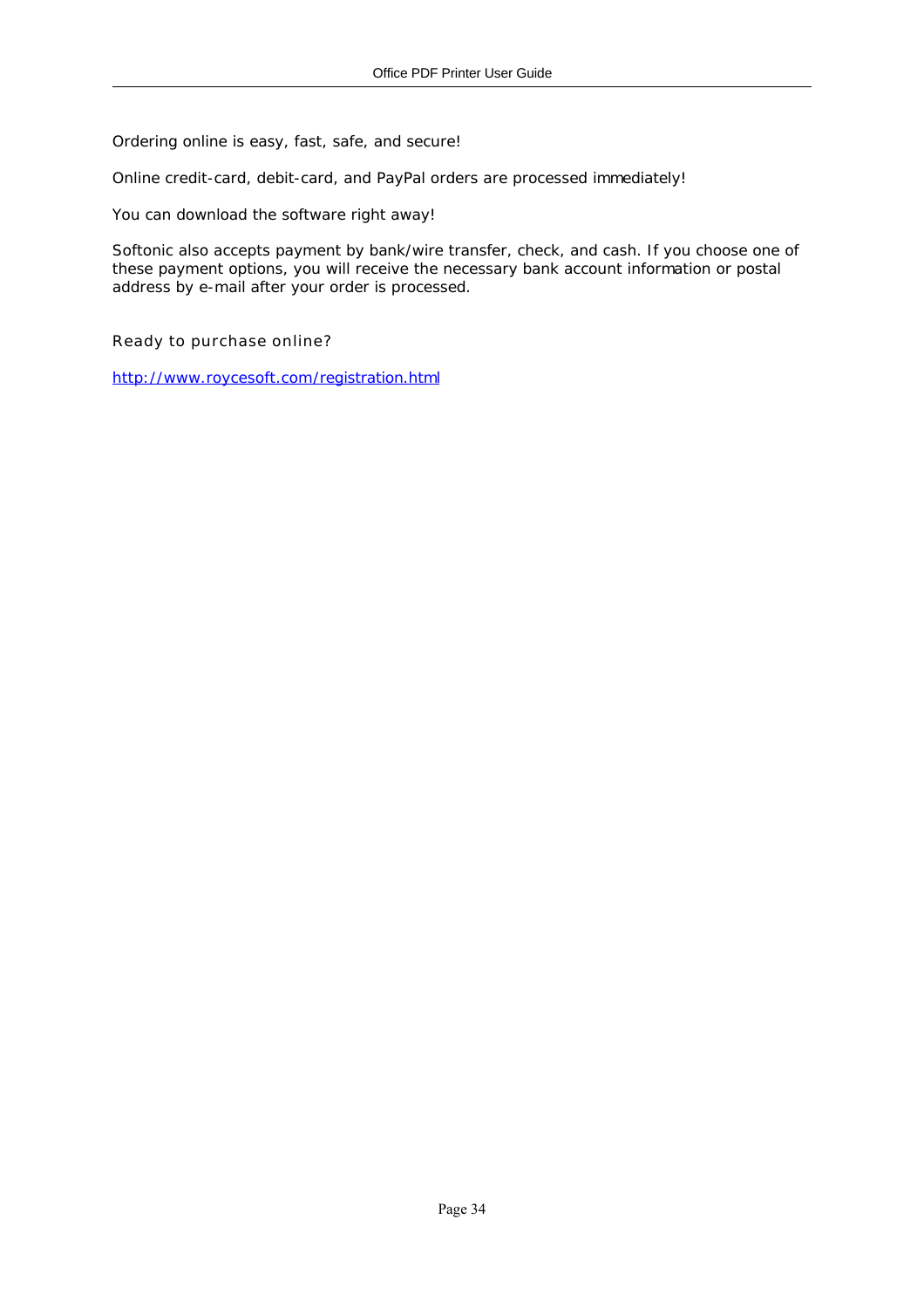Ordering online is easy, fast, safe, and secure!

Online credit-card, debit-card, and PayPal orders are processed immediately!

You can download the software right away!

Softonic also accepts payment by bank/wire transfer, check, and cash. If you choose one of these payment options, you will receive the necessary bank account information or postal address by e-mail after your order is processed.

Ready to purchase online?

[http://www.roycesoft.com/registration.html](http://www.roycesoft.com/registration.html)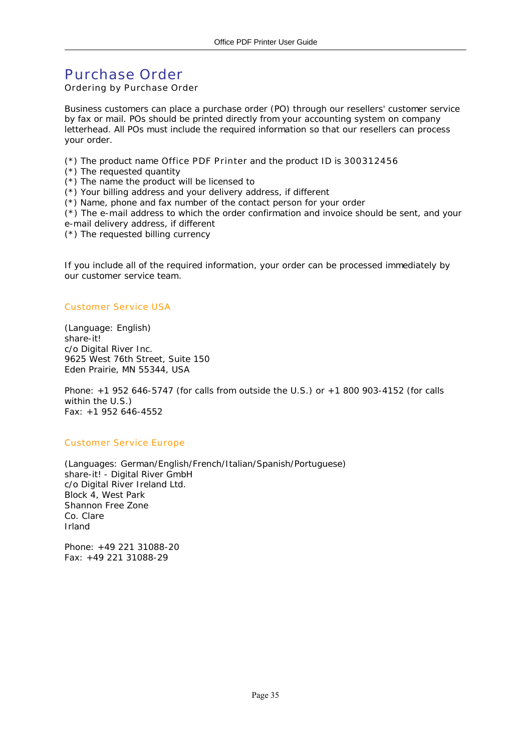# Purchase Order

Ordering by Purchase Order

Business customers can place a purchase order (PO) through our resellers' customer service by fax or mail. POs should be printed directly from your accounting system on company letterhead. All POs must include the required information so that our resellers can process your order.

(*) The product name Office PDF Printer and the product ID is 300312456
(*) The requested quantity
(*) The name the product will be licensed to
(*) Your billing address and your delivery address, if different
(*) Name, phone and fax number of the contact person for your order
(*) The e-mail address to which the order confirmation and invoice should be sent, and your e-mail delivery address, if different
(*) The requested billing currency

If you include all of the required information, your order can be processed immediately by our customer service team.

## Customer Service USA

(Language: English)
share-it!
c/o Digital River Inc.
9625 West 76th Street, Suite 150
Eden Prairie, MN 55344, USA

Phone: +1 952 646-5747 (for calls from outside the U.S.) or +1 800 903-4152 (for calls within the U.S.)
Fax: +1 952 646-4552

## Customer Service Europe

(Languages: German/English/French/Italian/Spanish/Portuguese)
share-it! - Digital River GmbH
c/o Digital River Ireland Ltd.
Block 4, West Park
Shannon Free Zone
Co. Clare
Irland

Phone: +49 221 31088-20
Fax: +49 221 31088-29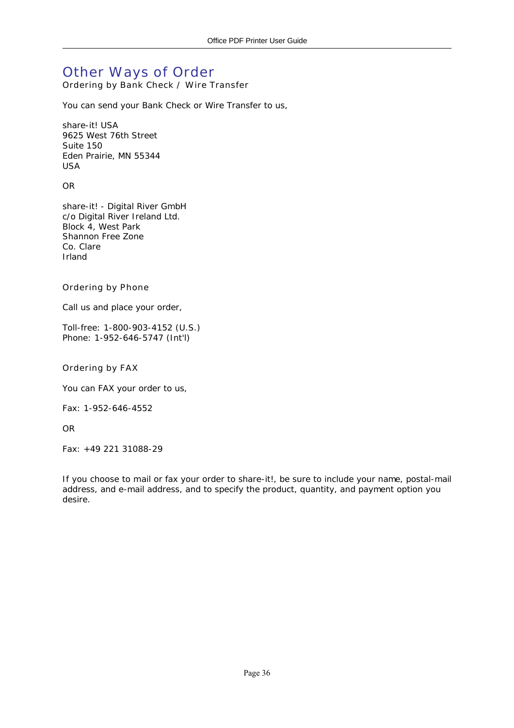# Other Ways of Order

### Ordering by Bank Check / Wire Transfer

You can send your Bank Check or Wire Transfer to us,

share-it! USA
9625 West 76th Street
Suite 150
Eden Prairie, MN 55344
USA

OR

share-it! - Digital River GmbH
c/o Digital River Ireland Ltd.
Block 4, West Park
Shannon Free Zone
Co. Clare
Irland

### Ordering by Phone

Call us and place your order,

Toll-free: 1-800-903-4152 (U.S.)
Phone: 1-952-646-5747 (Int'l)

### Ordering by FAX

You can FAX your order to us,

Fax: 1-952-646-4552

OR

Fax: +49 221 31088-29

If you choose to mail or fax your order to share-it!, be sure to include your name, postal-mail address, and e-mail address, and to specify the product, quantity, and payment option you desire.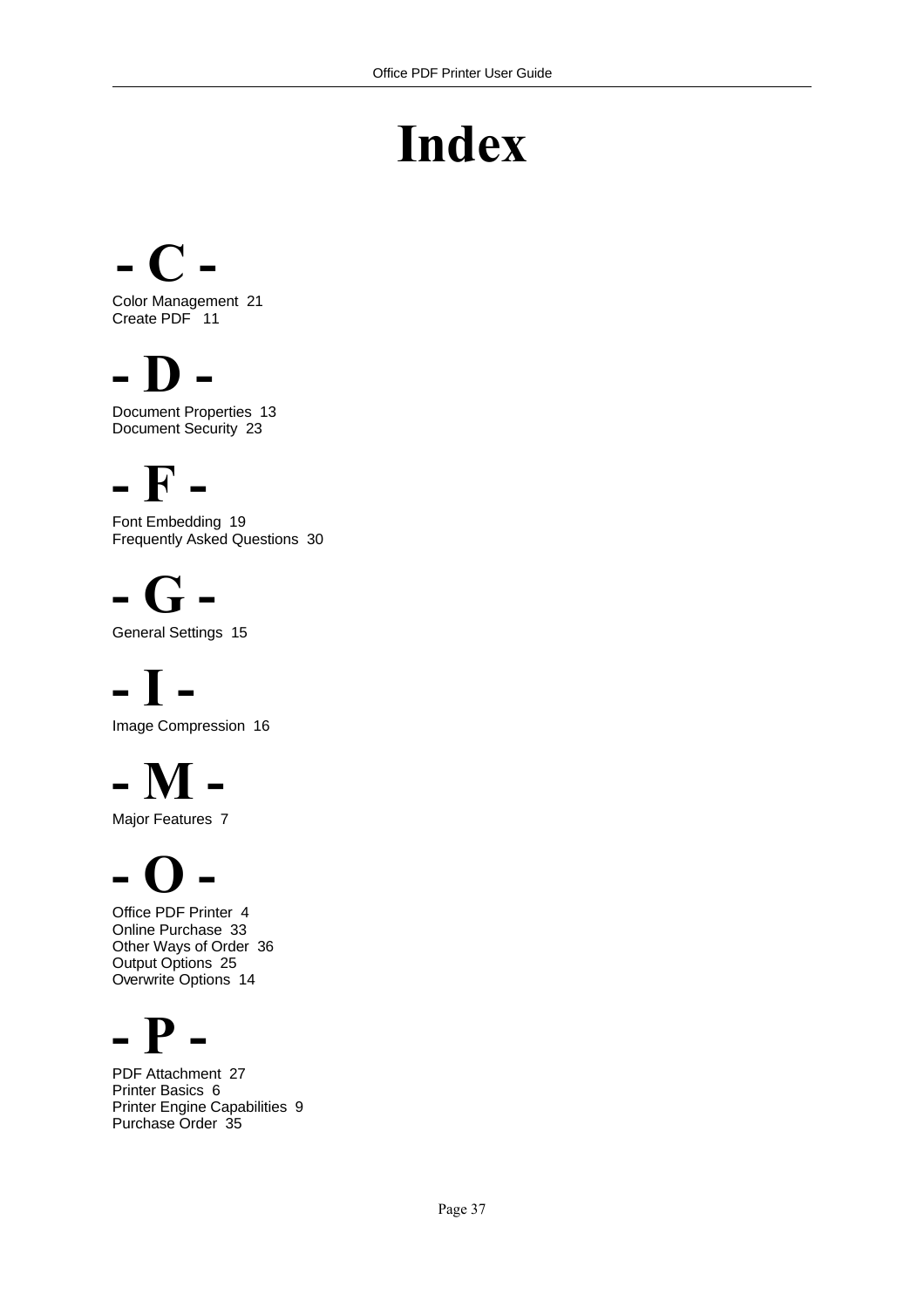# Index

## - C -

Color Management 21
Create PDF 11

## - D -

Document Properties 13
Document Security 23

## - F -

Font Embedding 19
Frequently Asked Questions 30

## - G -

General Settings 15

## - I -

Image Compression 16

## - M -

Major Features 7

## - O -

Office PDF Printer 4
Online Purchase 33
Other Ways of Order 36
Output Options 25
Overwrite Options 14

## - P -

PDF Attachment 27
Printer Basics 6
Printer Engine Capabilities 9
Purchase Order 35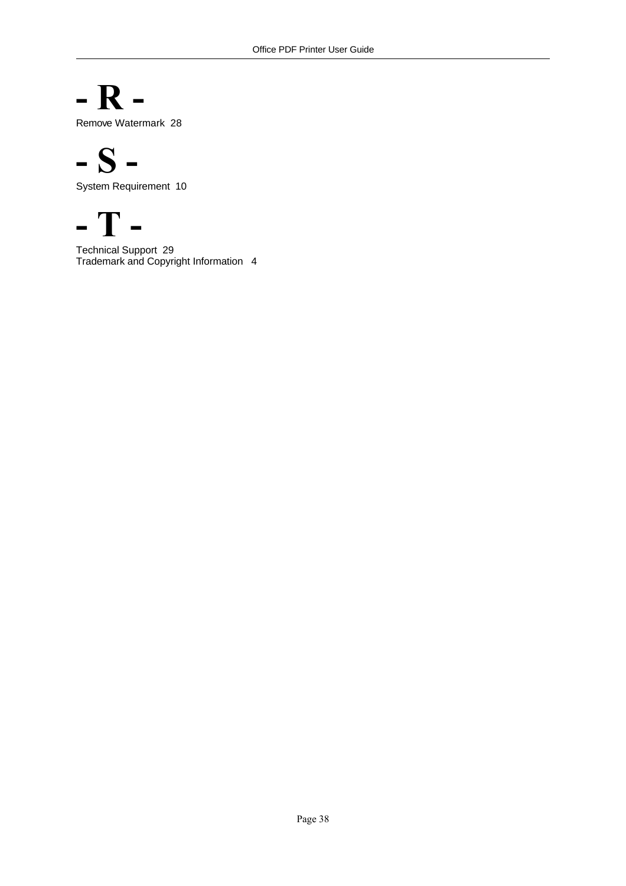# - R -

Remove Watermark 28

# - S -

System Requirement 10

# - T -

Technical Support 29
Trademark and Copyright Information 4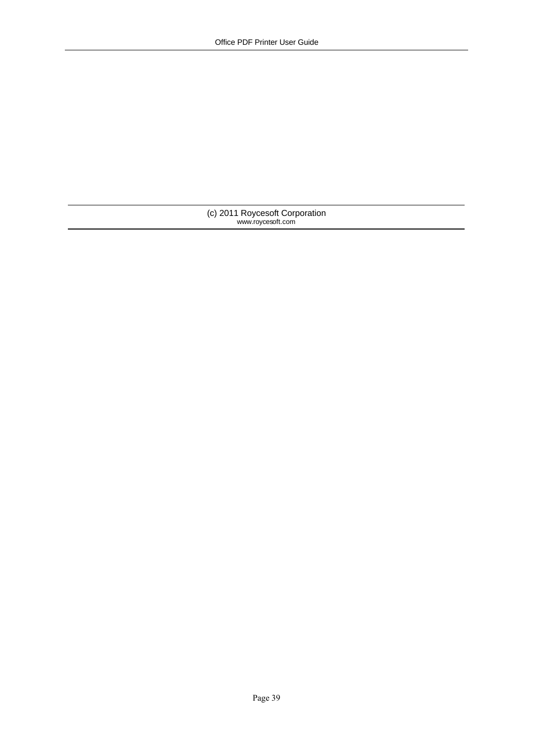(c) 2011 Roycesoft Corporation
www.roycesoft.com